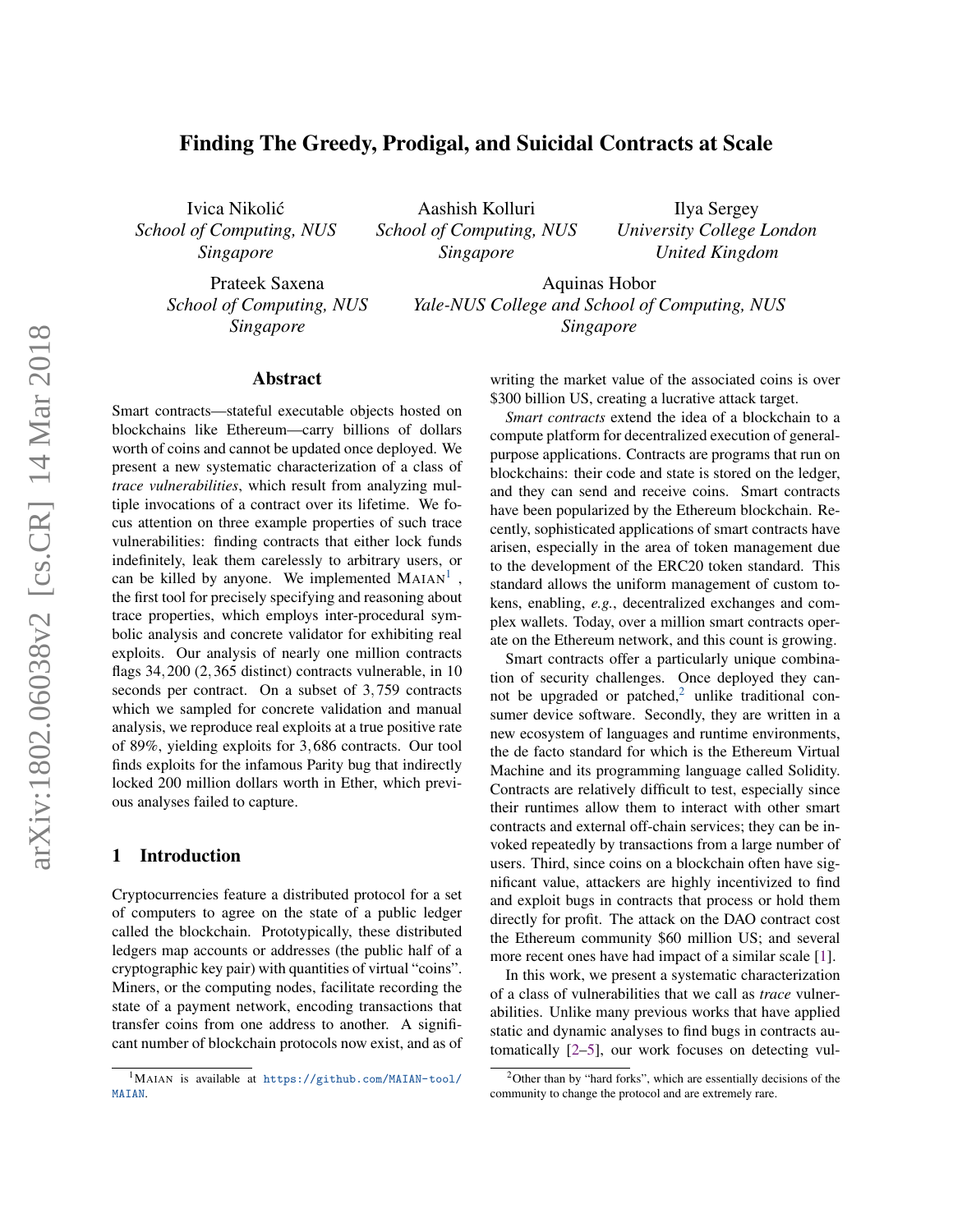# Finding The Greedy, Prodigal, and Suicidal Contracts at Scale

Ivica Nikolić
*School of Computing, NUS*
*Singapore*

Aashish Kolluri
*School of Computing, NUS*
*Singapore*

Ilya Sergey
*University College London*
*United Kingdom*

Prateek Saxena
*School of Computing, NUS*
*Singapore*

Aquinas Hobor
*Yale-NUS College and School of Computing, NUS*
*Singapore*

## Abstract

Smart contracts—stateful executable objects hosted on blockchains like Ethereum—carry billions of dollars worth of coins and cannot be updated once deployed. We present a new systematic characterization of a class of *trace vulnerabilities*, which result from analyzing multiple invocations of a contract over its lifetime. We focus attention on three example properties of such trace vulnerabilities: finding contracts that either lock funds indefinitely, leak them carelessly to arbitrary users, or can be killed by anyone. We implemented MAIAN[1], the first tool for precisely specifying and reasoning about trace properties, which employs inter-procedural symbolic analysis and concrete validator for exhibiting real exploits. Our analysis of nearly one million contracts flags 34,200 (2,365 distinct) contracts vulnerable, in 10 seconds per contract. On a subset of 3,759 contracts which we sampled for concrete validation and manual analysis, we reproduce real exploits at a true positive rate of 89%, yielding exploits for 3,686 contracts. Our tool finds exploits for the infamous Parity bug that indirectly locked 200 million dollars worth in Ether, which previous analyses failed to capture.

## 1 Introduction

Cryptocurrencies feature a distributed protocol for a set of computers to agree on the state of a public ledger called the blockchain. Prototypically, these distributed ledgers map accounts or addresses (the public half of a cryptographic key pair) with quantities of virtual "coins". Miners, or the computing nodes, facilitate recording the state of a payment network, encoding transactions that transfer coins from one address to another. A significant number of blockchain protocols now exist, and as of writing the market value of the associated coins is over $300 billion US, creating a lucrative attack target.

*Smart contracts* extend the idea of a blockchain to a compute platform for decentralized execution of general-purpose applications. Contracts are programs that run on blockchains: their code and state is stored on the ledger, and they can send and receive coins. Smart contracts have been popularized by the Ethereum blockchain. Recently, sophisticated applications of smart contracts have arisen, especially in the area of token management due to the development of the ERC20 token standard. This standard allows the uniform management of custom tokens, enabling, *e.g.*, decentralized exchanges and complex wallets. Today, over a million smart contracts operate on the Ethereum network, and this count is growing.

Smart contracts offer a particularly unique combination of security challenges. Once deployed they cannot be upgraded or patched,[2] unlike traditional consumer device software. Secondly, they are written in a new ecosystem of languages and runtime environments, the de facto standard for which is the Ethereum Virtual Machine and its programming language called Solidity. Contracts are relatively difficult to test, especially since their runtimes allow them to interact with other smart contracts and external off-chain services; they can be invoked repeatedly by transactions from a large number of users. Third, since coins on a blockchain often have significant value, attackers are highly incentivized to find and exploit bugs in contracts that process or hold them directly for profit. The attack on the DAO contract cost the Ethereum community $60 million US; and several more recent ones have had impact of a similar scale [1].

In this work, we present a systematic characterization of a class of vulnerabilities that we call as *trace* vulnerabilities. Unlike many previous works that have applied static and dynamic analyses to find bugs in contracts automatically [2–5], our work focuses on detecting vul-

[1] MAIAN is available at https://github.com/MAIAN-tool/MAIAN.

[2] Other than by "hard forks", which are essentially decisions of the community to change the protocol and are extremely rare.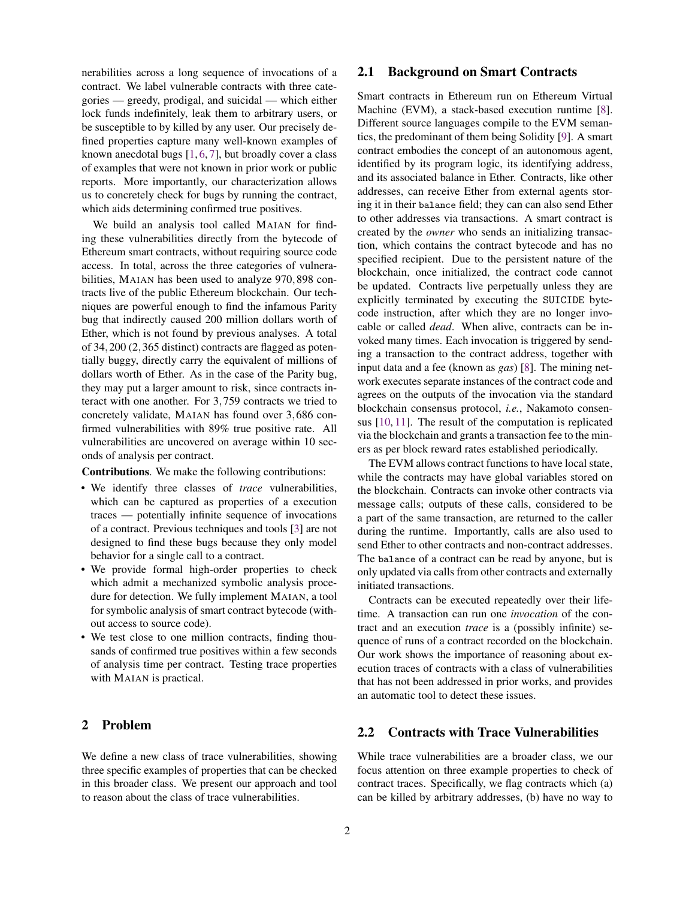nerabilities across a long sequence of invocations of a contract. We label vulnerable contracts with three categories — greedy, prodigal, and suicidal — which either lock funds indefinitely, leak them to arbitrary users, or be susceptible to by killed by any user. Our precisely defined properties capture many well-known examples of known anecdotal bugs [1, 6, 7], but broadly cover a class of examples that were not known in prior work or public reports. More importantly, our characterization allows us to concretely check for bugs by running the contract, which aids determining confirmed true positives.

We build an analysis tool called MAIAN for finding these vulnerabilities directly from the bytecode of Ethereum smart contracts, without requiring source code access. In total, across the three categories of vulnerabilities, MAIAN has been used to analyze 970,898 contracts live of the public Ethereum blockchain. Our techniques are powerful enough to find the infamous Parity bug that indirectly caused 200 million dollars worth of Ether, which is not found by previous analyses. A total of 34,200 (2,365 distinct) contracts are flagged as potentially buggy, directly carry the equivalent of millions of dollars worth of Ether. As in the case of the Parity bug, they may put a larger amount to risk, since contracts interact with one another. For 3,759 contracts we tried to concretely validate, MAIAN has found over 3,686 confirmed vulnerabilities with 89% true positive rate. All vulnerabilities are uncovered on average within 10 seconds of analysis per contract.

**Contributions**. We make the following contributions:

- We identify three classes of *trace* vulnerabilities, which can be captured as properties of a execution traces — potentially infinite sequence of invocations of a contract. Previous techniques and tools [3] are not designed to find these bugs because they only model behavior for a single call to a contract.
- We provide formal high-order properties to check which admit a mechanized symbolic analysis procedure for detection. We fully implement MAIAN, a tool for symbolic analysis of smart contract bytecode (without access to source code).
- We test close to one million contracts, finding thousands of confirmed true positives within a few seconds of analysis time per contract. Testing trace properties with MAIAN is practical.

# 2 Problem

We define a new class of trace vulnerabilities, showing three specific examples of properties that can be checked in this broader class. We present our approach and tool to reason about the class of trace vulnerabilities.

## 2.1 Background on Smart Contracts

Smart contracts in Ethereum run on Ethereum Virtual Machine (EVM), a stack-based execution runtime [8]. Different source languages compile to the EVM semantics, the predominant of them being Solidity [9]. A smart contract embodies the concept of an autonomous agent, identified by its program logic, its identifying address, and its associated balance in Ether. Contracts, like other addresses, can receive Ether from external agents storing it in their `balance` field; they can can also send Ether to other addresses via transactions. A smart contract is created by the *owner* who sends an initializing transaction, which contains the contract bytecode and has no specified recipient. Due to the persistent nature of the blockchain, once initialized, the contract code cannot be updated. Contracts live perpetually unless they are explicitly terminated by executing the `SUICIDE` bytecode instruction, after which they are no longer invocable or called *dead*. When alive, contracts can be invoked many times. Each invocation is triggered by sending a transaction to the contract address, together with input data and a fee (known as *gas*) [8]. The mining network executes separate instances of the contract code and agrees on the outputs of the invocation via the standard blockchain consensus protocol, *i.e.*, Nakamoto consensus [10, 11]. The result of the computation is replicated via the blockchain and grants a transaction fee to the miners as per block reward rates established periodically.

The EVM allows contract functions to have local state, while the contracts may have global variables stored on the blockchain. Contracts can invoke other contracts via message calls; outputs of these calls, considered to be a part of the same transaction, are returned to the caller during the runtime. Importantly, calls are also used to send Ether to other contracts and non-contract addresses. The `balance` of a contract can be read by anyone, but is only updated via calls from other contracts and externally initiated transactions.

Contracts can be executed repeatedly over their lifetime. A transaction can run one *invocation* of the contract and an execution *trace* is a (possibly infinite) sequence of runs of a contract recorded on the blockchain. Our work shows the importance of reasoning about execution traces of contracts with a class of vulnerabilities that has not been addressed in prior works, and provides an automatic tool to detect these issues.

## 2.2 Contracts with Trace Vulnerabilities

While trace vulnerabilities are a broader class, we our focus attention on three example properties to check of contract traces. Specifically, we flag contracts which (a) can be killed by arbitrary addresses, (b) have no way to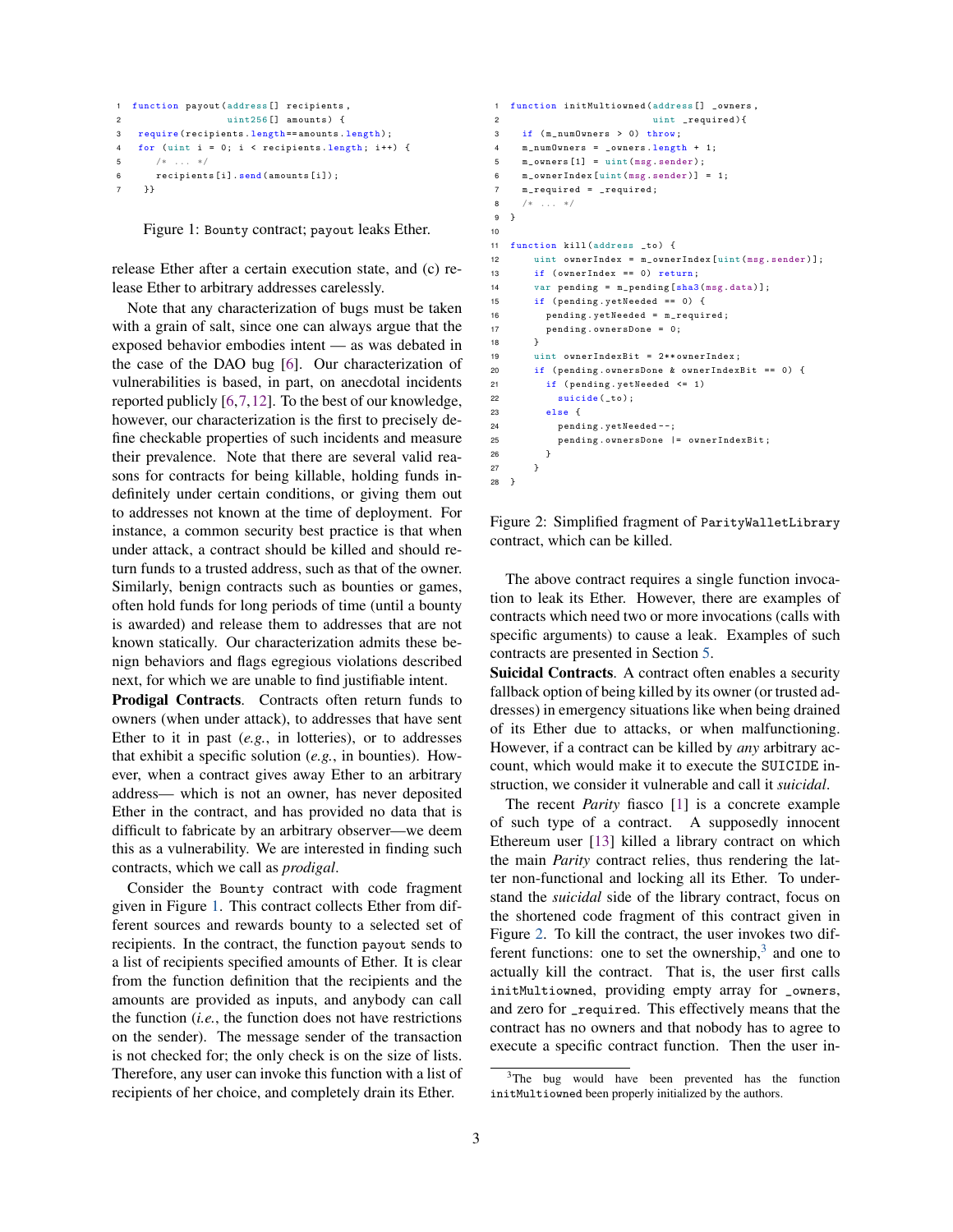```
function payout(address[] recipients,
                uint256[] amounts) {
  require(recipients.length==amounts.length);
  for (uint i = 0; i < recipients.length; i++) {
    /* ... */
    recipients[i].send(amounts[i]);
  }}
```

Figure 1: Bounty contract; payout leaks Ether.

release Ether after a certain execution state, and (c) release Ether to arbitrary addresses carelessly.

Note that any characterization of bugs must be taken with a grain of salt, since one can always argue that the exposed behavior embodies intent — as was debated in the case of the DAO bug [6]. Our characterization of vulnerabilities is based, in part, on anecdotal incidents reported publicly [6,7,12]. To the best of our knowledge, however, our characterization is the first to precisely define checkable properties of such incidents and measure their prevalence. Note that there are several valid reasons for contracts for being killable, holding funds indefinitely under certain conditions, or giving them out to addresses not known at the time of deployment. For instance, a common security best practice is that when under attack, a contract should be killed and should return funds to a trusted address, such as that of the owner. Similarly, benign contracts such as bounties or games, often hold funds for long periods of time (until a bounty is awarded) and release them to addresses that are not known statically. Our characterization admits these benign behaviors and flags egregious violations described next, for which we are unable to find justifiable intent.

**Prodigal Contracts**. Contracts often return funds to owners (when under attack), to addresses that have sent Ether to it in past (*e.g.*, in lotteries), or to addresses that exhibit a specific solution (*e.g.*, in bounties). However, when a contract gives away Ether to an arbitrary address— which is not an owner, has never deposited Ether in the contract, and has provided no data that is difficult to fabricate by an arbitrary observer—we deem this as a vulnerability. We are interested in finding such contracts, which we call as *prodigal*.

Consider the Bounty contract with code fragment given in Figure 1. This contract collects Ether from different sources and rewards bounty to a selected set of recipients. In the contract, the function payout sends to a list of recipients specified amounts of Ether. It is clear from the function definition that the recipients and the amounts are provided as inputs, and anybody can call the function (*i.e.*, the function does not have restrictions on the sender). The message sender of the transaction is not checked for; the only check is on the size of lists. Therefore, any user can invoke this function with a list of recipients of her choice, and completely drain its Ether.

```
function initMultiowned(address[] _owners,
                        uint _required){
  if (m_numOwners > 0) throw;
  m_numOwners = _owners.length + 1;
  m_owners[1] = uint(msg.sender);
  m_ownerIndex[uint(msg.sender)] = 1;
  m_required = _required;
  /* ... */
}

function kill(address _to) {
    uint ownerIndex = m_ownerIndex[uint(msg.sender)];
    if (ownerIndex == 0) return;
    var pending = m_pending[sha3(msg.data)];
    if (pending.yetNeeded == 0) {
      pending.yetNeeded = m_required;
      pending.ownersDone = 0;
    }
    uint ownerIndexBit = 2**ownerIndex;
    if (pending.ownersDone & ownerIndexBit == 0) {
      if (pending.yetNeeded <= 1)
        suicide(_to);
      else {
        pending.yetNeeded--;
        pending.ownersDone |= ownerIndexBit;
      }
    }
}
```

Figure 2: Simplified fragment of ParityWalletLibrary contract, which can be killed.

The above contract requires a single function invocation to leak its Ether. However, there are examples of contracts which need two or more invocations (calls with specific arguments) to cause a leak. Examples of such contracts are presented in Section 5.

**Suicidal Contracts**. A contract often enables a security fallback option of being killed by its owner (or trusted addresses) in emergency situations like when being drained of its Ether due to attacks, or when malfunctioning. However, if a contract can be killed by *any* arbitrary account, which would make it to execute the SUICIDE instruction, we consider it vulnerable and call it *suicidal*.

The recent *Parity* fiasco [1] is a concrete example of such type of a contract. A supposedly innocent Ethereum user [13] killed a library contract on which the main *Parity* contract relies, thus rendering the latter non-functional and locking all its Ether. To understand the *suicidal* side of the library contract, focus on the shortened code fragment of this contract given in Figure 2. To kill the contract, the user invokes two different functions: one to set the ownership,[3] and one to actually kill the contract. That is, the user first calls initMultiowned, providing empty array for _owners, and zero for _required. This effectively means that the contract has no owners and that nobody has to agree to execute a specific contract function. Then the user in-

[3] The bug would have been prevented has the function initMultiowned been properly initialized by the authors.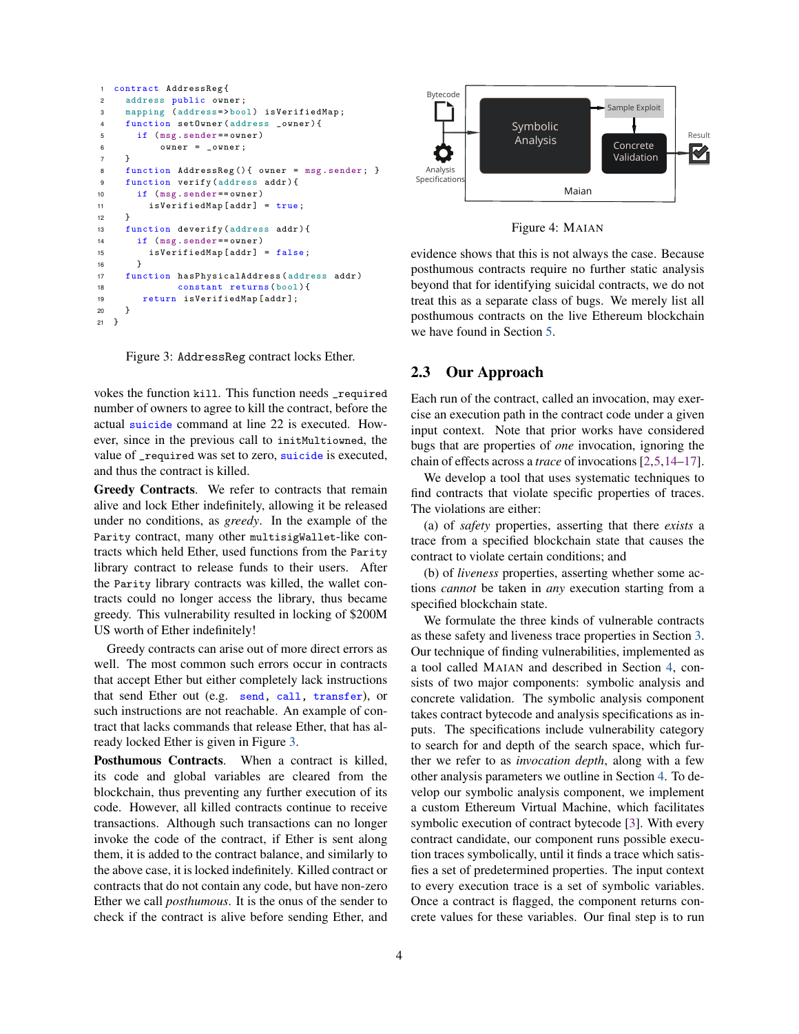```
contract AddressReg{
  address public owner;
  mapping (address=>bool) isVerifiedMap;
  function setOwner(address _owner){
    if (msg.sender==owner)
        owner = _owner;
  }
  function AddressReg(){ owner = msg.sender; }
  function verify(address addr){
    if (msg.sender==owner)
      isVerifiedMap[addr] = true;
  }
  function deverify(address addr){
    if (msg.sender==owner)
      isVerifiedMap[addr] = false;
    }
  function hasPhysicalAddress(address addr)
           constant returns(bool){
     return isVerifiedMap[addr];
  }
}
```

Figure 3: AddressReg contract locks Ether.

vokes the function kill. This function needs _required number of owners to agree to kill the contract, before the actual suicide command at line 22 is executed. However, since in the previous call to initMultiowned, the value of _required was set to zero, suicide is executed, and thus the contract is killed.

**Greedy Contracts**. We refer to contracts that remain alive and lock Ether indefinitely, allowing it be released under no conditions, as *greedy*. In the example of the Parity contract, many other multisigWallet-like contracts which held Ether, used functions from the Parity library contract to release funds to their users. After the Parity library contracts was killed, the wallet contracts could no longer access the library, thus became greedy. This vulnerability resulted in locking of $200M US worth of Ether indefinitely!

Greedy contracts can arise out of more direct errors as well. The most common such errors occur in contracts that accept Ether but either completely lack instructions that send Ether out (e.g. send, call, transfer), or such instructions are not reachable. An example of contract that lacks commands that release Ether, that has already locked Ether is given in Figure 3.

**Posthumous Contracts**. When a contract is killed, its code and global variables are cleared from the blockchain, thus preventing any further execution of its code. However, all killed contracts continue to receive transactions. Although such transactions can no longer invoke the code of the contract, if Ether is sent along them, it is added to the contract balance, and similarly to the above case, it is locked indefinitely. Killed contract or contracts that do not contain any code, but have non-zero Ether we call *posthumous*. It is the onus of the sender to check if the contract is alive before sending Ether, and

Figure 4: MAIAN

evidence shows that this is not always the case. Because posthumous contracts require no further static analysis beyond that for identifying suicidal contracts, we do not treat this as a separate class of bugs. We merely list all posthumous contracts on the live Ethereum blockchain we have found in Section 5.

## 2.3 Our Approach

Each run of the contract, called an invocation, may exercise an execution path in the contract code under a given input context. Note that prior works have considered bugs that are properties of *one* invocation, ignoring the chain of effects across a *trace* of invocations [2,5,14–17].

We develop a tool that uses systematic techniques to find contracts that violate specific properties of traces. The violations are either:

(a) of *safety* properties, asserting that there *exists* a trace from a specified blockchain state that causes the contract to violate certain conditions; and

(b) of *liveness* properties, asserting whether some actions *cannot* be taken in *any* execution starting from a specified blockchain state.

We formulate the three kinds of vulnerable contracts as these safety and liveness trace properties in Section 3. Our technique of finding vulnerabilities, implemented as a tool called MAIAN and described in Section 4, consists of two major components: symbolic analysis and concrete validation. The symbolic analysis component takes contract bytecode and analysis specifications as inputs. The specifications include vulnerability category to search for and depth of the search space, which further we refer to as *invocation depth*, along with a few other analysis parameters we outline in Section 4. To develop our symbolic analysis component, we implement a custom Ethereum Virtual Machine, which facilitates symbolic execution of contract bytecode [3]. With every contract candidate, our component runs possible execution traces symbolically, until it finds a trace which satisfies a set of predetermined properties. The input context to every execution trace is a set of symbolic variables. Once a contract is flagged, the component returns concrete values for these variables. Our final step is to run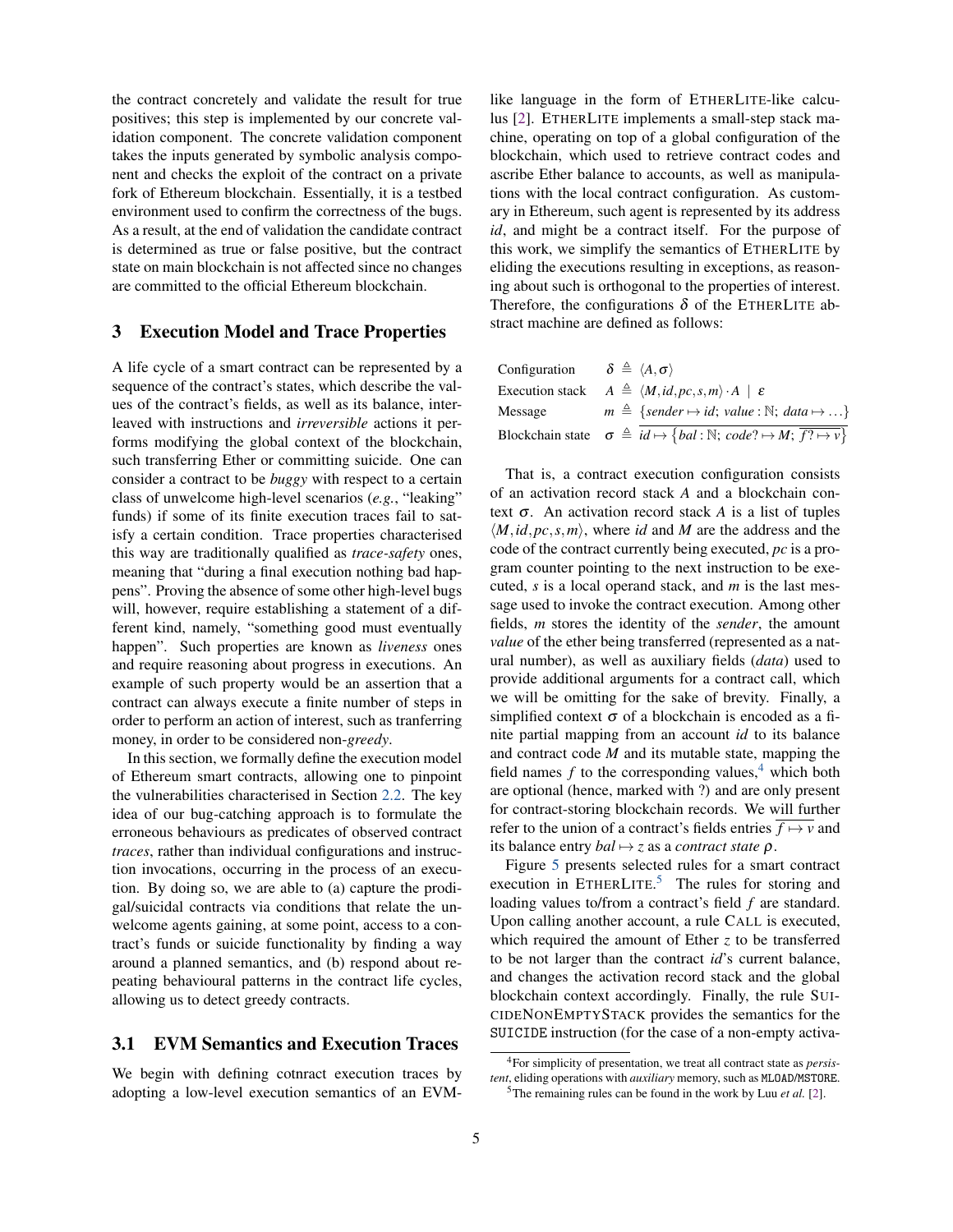the contract concretely and validate the result for true positives; this step is implemented by our concrete validation component. The concrete validation component takes the inputs generated by symbolic analysis component and checks the exploit of the contract on a private fork of Ethereum blockchain. Essentially, it is a testbed environment used to confirm the correctness of the bugs. As a result, at the end of validation the candidate contract is determined as true or false positive, but the contract state on main blockchain is not affected since no changes are committed to the official Ethereum blockchain.

## 3 Execution Model and Trace Properties

A life cycle of a smart contract can be represented by a sequence of the contract's states, which describe the values of the contract's fields, as well as its balance, interleaved with instructions and *irreversible* actions it performs modifying the global context of the blockchain, such transferring Ether or committing suicide. One can consider a contract to be *buggy* with respect to a certain class of unwelcome high-level scenarios (*e.g.*, "leaking" funds) if some of its finite execution traces fail to satisfy a certain condition. Trace properties characterised this way are traditionally qualified as *trace-safety* ones, meaning that "during a final execution nothing bad happens". Proving the absence of some other high-level bugs will, however, require establishing a statement of a different kind, namely, "something good must eventually happen". Such properties are known as *liveness* ones and require reasoning about progress in executions. An example of such property would be an assertion that a contract can always execute a finite number of steps in order to perform an action of interest, such as tranferring money, in order to be considered non-*greedy*.

In this section, we formally define the execution model of Ethereum smart contracts, allowing one to pinpoint the vulnerabilities characterised in Section 2.2. The key idea of our bug-catching approach is to formulate the erroneous behaviours as predicates of observed contract *traces*, rather than individual configurations and instruction invocations, occurring in the process of an execution. By doing so, we are able to (a) capture the prodigal/suicidal contracts via conditions that relate the unwelcome agents gaining, at some point, access to a contract's funds or suicide functionality by finding a way around a planned semantics, and (b) respond about repeating behavioural patterns in the contract life cycles, allowing us to detect greedy contracts.

### 3.1 EVM Semantics and Execution Traces

We begin with defining cotnract execution traces by adopting a low-level execution semantics of an EVM-like language in the form of ETHERLITE-like calculus [2]. ETHERLITE implements a small-step stack machine, operating on top of a global configuration of the blockchain, which used to retrieve contract codes and ascribe Ether balance to accounts, as well as manipulations with the local contract configuration. As customary in Ethereum, such agent is represented by its address *id*, and might be a contract itself. For the purpose of this work, we simplify the semantics of ETHERLITE by eliding the executions resulting in exceptions, as reasoning about such is orthogonal to the properties of interest. Therefore, the configurations $\delta$ of the ETHERLITE abstract machine are defined as follows:

| | |
|---|---|
| Configuration | $\delta \triangleq \langle A, \sigma \rangle$ |
| Execution stack | $A \triangleq \langle M, id, pc, s, m \rangle \cdot A \mid \varepsilon$ |
| Message | $m \triangleq \{sender \mapsto id;\ value : \mathbb{N};\ data \mapsto \ldots\}$ |
| Blockchain state | $\sigma \triangleq \overline{id \mapsto \{bal : \mathbb{N};\ code? \mapsto M;\ \overline{f? \mapsto v}\}}$ |

That is, a contract execution configuration consists of an activation record stack $A$ and a blockchain context $\sigma$. An activation record stack $A$ is a list of tuples $\langle M, id, pc, s, m \rangle$, where *id* and $M$ are the address and the code of the contract currently being executed, *pc* is a program counter pointing to the next instruction to be executed, $s$ is a local operand stack, and $m$ is the last message used to invoke the contract execution. Among other fields, $m$ stores the identity of the *sender*, the amount *value* of the ether being transferred (represented as a natural number), as well as auxiliary fields (*data*) used to provide additional arguments for a contract call, which we will be omitting for the sake of brevity. Finally, a simplified context $\sigma$ of a blockchain is encoded as a finite partial mapping from an account *id* to its balance and contract code $M$ and its mutable state, mapping the field names $f$ to the corresponding values,[4] which both are optional (hence, marked with ?) and are only present for contract-storing blockchain records. We will further refer to the union of a contract's fields entries $\overline{f \mapsto v}$ and its balance entry $bal \mapsto z$ as a *contract state* $\rho$.

Figure 5 presents selected rules for a smart contract execution in ETHERLITE.[5] The rules for storing and loading values to/from a contract's field $f$ are standard. Upon calling another account, a rule CALL is executed, which required the amount of Ether $z$ to be transferred to be not larger than the contract *id*'s current balance, and changes the activation record stack and the global blockchain context accordingly. Finally, the rule SUICIDENONEMPTYSTACK provides the semantics for the SUICIDE instruction (for the case of a non-empty activa-

[4] For simplicity of presentation, we treat all contract state as *persistent*, eliding operations with *auxiliary* memory, such as MLOAD/MSTORE.

[5] The remaining rules can be found in the work by Luu *et al.* [2].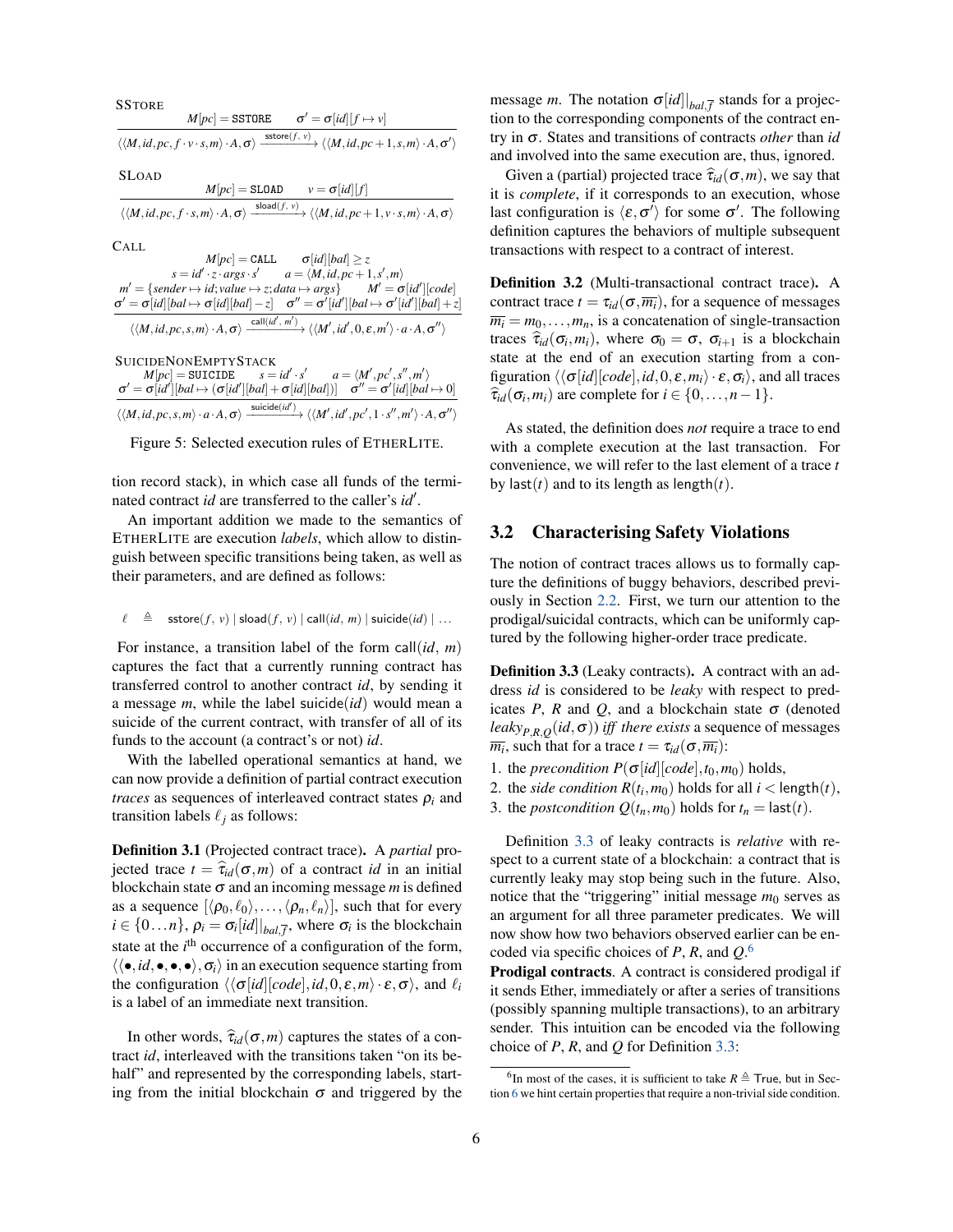SSTORE

$$\frac{M[pc] = \texttt{SSTORE} \qquad \sigma' = \sigma[id][f \mapsto v]}{\langle\langle M, id, pc, f \cdot v \cdot s, m\rangle \cdot A, \sigma\rangle \xrightarrow{\mathsf{sstore}(f,\ v)} \langle\langle M, id, pc+1, s, m\rangle \cdot A, \sigma'\rangle}$$

SLOAD

$$\frac{M[pc] = \texttt{SLOAD} \qquad v = \sigma[id][f]}{\langle\langle M, id, pc, f \cdot s, m\rangle \cdot A, \sigma\rangle \xrightarrow{\mathsf{sload}(f,\ v)} \langle\langle M, id, pc+1, v \cdot s, m\rangle \cdot A, \sigma\rangle}$$

CALL

$$\frac{\begin{array}{c} M[pc] = \texttt{CALL} \qquad \sigma[id][bal] \geq z \\ s = id' \cdot z \cdot args \cdot s' \qquad a = \langle M, id, pc+1, s', m\rangle \\ m' = \{sender \mapsto id; value \mapsto z; data \mapsto args\} \qquad M' = \sigma[id'][code] \\ \sigma' = \sigma[id][bal \mapsto \sigma[id][bal] - z] \quad \sigma'' = \sigma'[id'][bal \mapsto \sigma'[id'][bal] + z] \end{array}}{\langle\langle M, id, pc, s, m\rangle \cdot A, \sigma\rangle \xrightarrow{\mathsf{call}(id',\ m')} \langle\langle M', id', 0, \varepsilon, m'\rangle \cdot a \cdot A, \sigma''\rangle}$$

SUICIDENONEMPTYSTACK

$$\frac{\begin{array}{c} M[pc] = \texttt{SUICIDE} \qquad s = id' \cdot s' \qquad a = \langle M', pc', s'', m'\rangle \\ \sigma' = \sigma[id'][bal \mapsto (\sigma[id'][bal] + \sigma[id][bal])] \quad \sigma'' = \sigma'[id][bal \mapsto 0] \end{array}}{\langle\langle M, id, pc, s, m\rangle \cdot a \cdot A, \sigma\rangle \xrightarrow{\mathsf{suicide}(id')} \langle\langle M', id', pc', 1 \cdot s'', m'\rangle \cdot A, \sigma''\rangle}$$

Figure 5: Selected execution rules of ETHERLITE.

tion record stack), in which case all funds of the terminated contract *id* are transferred to the caller's $id'$.

An important addition we made to the semantics of ETHERLITE are execution *labels*, which allow to distinguish between specific transitions being taken, as well as their parameters, and are defined as follows:

$$\ell \quad \triangleq \quad \mathsf{sstore}(f,\ v) \mid \mathsf{sload}(f,\ v) \mid \mathsf{call}(id,\ m) \mid \mathsf{suicide}(id) \mid \ldots$$

For instance, a transition label of the form $\mathsf{call}(id,\ m)$ captures the fact that a currently running contract has transferred control to another contract *id*, by sending it a message *m*, while the label $\mathsf{suicide}(id)$ would mean a suicide of the current contract, with transfer of all of its funds to the account (a contract's or not) *id*.

With the labelled operational semantics at hand, we can now provide a definition of partial contract execution *traces* as sequences of interleaved contract states $\rho_i$ and transition labels $\ell_j$ as follows:

**Definition 3.1** (Projected contract trace). A *partial* projected trace $t = \widehat{\tau}_{id}(\sigma, m)$ of a contract *id* in an initial blockchain state $\sigma$ and an incoming message *m* is defined as a sequence $[\langle\rho_0, \ell_0\rangle, \ldots, \langle\rho_n, \ell_n\rangle]$, such that for every $i \in \{0 \ldots n\}$, $\rho_i = \sigma_i[id]|_{bal,\overline{f}}$, where $\sigma_i$ is the blockchain state at the $i^{\text{th}}$ occurrence of a configuration of the form, $\langle\langle\bullet, id, \bullet, \bullet, \bullet\rangle, \sigma_i\rangle$ in an execution sequence starting from the configuration $\langle\langle\sigma[id][code], id, 0, \varepsilon, m\rangle \cdot \varepsilon, \sigma\rangle$, and $\ell_i$ is a label of an immediate next transition.

In other words, $\widehat{\tau}_{id}(\sigma, m)$ captures the states of a contract *id*, interleaved with the transitions taken "on its behalf" and represented by the corresponding labels, starting from the initial blockchain $\sigma$ and triggered by the message *m*. The notation $\sigma[id]|_{bal,\overline{f}}$ stands for a projection to the corresponding components of the contract entry in $\sigma$. States and transitions of contracts *other* than *id* and involved into the same execution are, thus, ignored.

Given a (partial) projected trace $\widehat{\tau}_{id}(\sigma, m)$, we say that it is *complete*, if it corresponds to an execution, whose last configuration is $\langle\varepsilon, \sigma'\rangle$ for some $\sigma'$. The following definition captures the behaviors of multiple subsequent transactions with respect to a contract of interest.

**Definition 3.2** (Multi-transactional contract trace). A contract trace $t = \tau_{id}(\sigma, \overline{m_i})$, for a sequence of messages $\overline{m_i} = m_0, \ldots, m_n$, is a concatenation of single-transaction traces $\widehat{\tau}_{id}(\sigma_i, m_i)$, where $\sigma_0 = \sigma$, $\sigma_{i+1}$ is a blockchain state at the end of an execution starting from a configuration $\langle\langle\sigma[id][code], id, 0, \varepsilon, m_i\rangle \cdot \varepsilon, \sigma_i\rangle$, and all traces $\widehat{\tau}_{id}(\sigma_i, m_i)$ are complete for $i \in \{0, \ldots, n-1\}$.

As stated, the definition does *not* require a trace to end with a complete execution at the last transaction. For convenience, we will refer to the last element of a trace *t* by $\mathsf{last}(t)$ and to its length as $\mathsf{length}(t)$.

## 3.2 Characterising Safety Violations

The notion of contract traces allows us to formally capture the definitions of buggy behaviors, described previously in Section 2.2. First, we turn our attention to the prodigal/suicidal contracts, which can be uniformly captured by the following higher-order trace predicate.

**Definition 3.3** (Leaky contracts). A contract with an address *id* is considered to be *leaky* with respect to predicates *P*, *R* and *Q*, and a blockchain state $\sigma$ (denoted $leaky_{P,R,Q}(id, \sigma)$) *iff there exists* a sequence of messages $\overline{m_i}$, such that for a trace $t = \tau_{id}(\sigma, \overline{m_i})$:

1. the *precondition* $P(\sigma[id][code], t_0, m_0)$ holds,
2. the *side condition* $R(t_i, m_0)$ holds for all $i < \mathsf{length}(t)$,
3. the *postcondition* $Q(t_n, m_0)$ holds for $t_n = \mathsf{last}(t)$.

Definition 3.3 of leaky contracts is *relative* with respect to a current state of a blockchain: a contract that is currently leaky may stop being such in the future. Also, notice that the "triggering" initial message $m_0$ serves as an argument for all three parameter predicates. We will now show how two behaviors observed earlier can be encoded via specific choices of *P*, *R*, and *Q*.[6]

**Prodigal contracts**. A contract is considered prodigal if it sends Ether, immediately or after a series of transitions (possibly spanning multiple transactions), to an arbitrary sender. This intuition can be encoded via the following choice of *P*, *R*, and *Q* for Definition 3.3:

[6] In most of the cases, it is sufficient to take $R \triangleq \mathsf{True}$, but in Section 6 we hint certain properties that require a non-trivial side condition.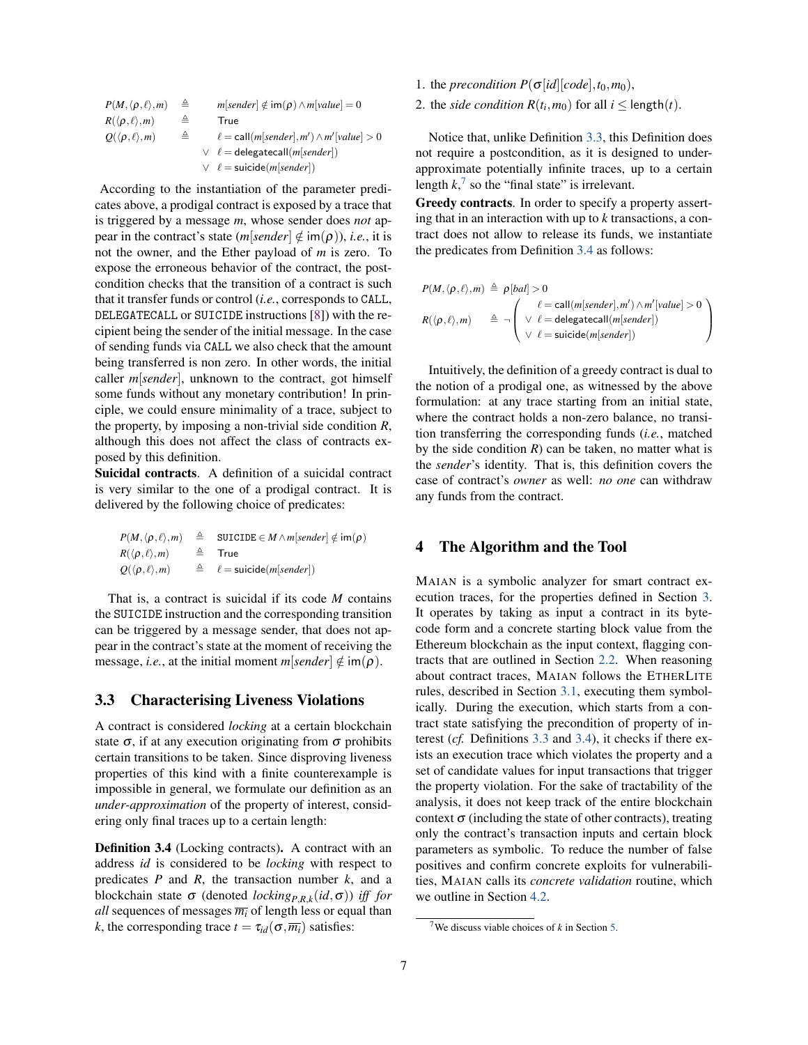$$
\begin{aligned}
P(M, \langle \rho, \ell \rangle, m) &\triangleq m[sender] \notin \mathsf{im}(\rho) \wedge m[value] = 0 \\
R(\langle \rho, \ell \rangle, m) &\triangleq \mathsf{True} \\
Q(\langle \rho, \ell \rangle, m) &\triangleq \ell = \mathsf{call}(m[sender], m') \wedge m'[value] > 0 \\
&\quad \vee \ \ell = \mathsf{delegatecall}(m[sender]) \\
&\quad \vee \ \ell = \mathsf{suicide}(m[sender])
\end{aligned}
$$

According to the instantiation of the parameter predicates above, a prodigal contract is exposed by a trace that is triggered by a message $m$, whose sender does *not* appear in the contract's state ($m[sender] \notin \mathsf{im}(\rho)$), *i.e.*, it is not the owner, and the Ether payload of $m$ is zero. To expose the erroneous behavior of the contract, the postcondition checks that the transition of a contract is such that it transfer funds or control (*i.e.*, corresponds to `CALL`, `DELEGATECALL` or `SUICIDE` instructions [8]) with the recipient being the sender of the initial message. In the case of sending funds via `CALL` we also check that the amount being transferred is non zero. In other words, the initial caller $m[sender]$, unknown to the contract, got himself some funds without any monetary contribution! In principle, we could ensure minimality of a trace, subject to the property, by imposing a non-trivial side condition $R$, although this does not affect the class of contracts exposed by this definition.

**Suicidal contracts**. A definition of a suicidal contract is very similar to the one of a prodigal contract. It is delivered by the following choice of predicates:

$$
\begin{aligned}
P(M, \langle \rho, \ell \rangle, m) &\triangleq \texttt{SUICIDE} \in M \wedge m[sender] \notin \mathsf{im}(\rho) \\
R(\langle \rho, \ell \rangle, m) &\triangleq \mathsf{True} \\
Q(\langle \rho, \ell \rangle, m) &\triangleq \ell = \mathsf{suicide}(m[sender])
\end{aligned}
$$

That is, a contract is suicidal if its code $M$ contains the `SUICIDE` instruction and the corresponding transition can be triggered by a message sender, that does not appear in the contract's state at the moment of receiving the message, *i.e.*, at the initial moment $m[sender] \notin \mathsf{im}(\rho)$.

### 3.3 Characterising Liveness Violations

A contract is considered *locking* at a certain blockchain state $\sigma$, if at any execution originating from $\sigma$ prohibits certain transitions to be taken. Since disproving liveness properties of this kind with a finite counterexample is impossible in general, we formulate our definition as an *under-approximation* of the property of interest, considering only final traces up to a certain length:

**Definition 3.4** (Locking contracts)**.** A contract with an address $id$ is considered to be *locking* with respect to predicates $P$ and $R$, the transaction number $k$, and a blockchain state $\sigma$ (denoted $locking_{P,R,k}(id, \sigma)$) *iff for all* sequences of messages $\overline{m_i}$ of length less or equal than $k$, the corresponding trace $t = \tau_{id}(\sigma, \overline{m_i})$ satisfies:

1. the *precondition* $P(\sigma[id][code], t_0, m_0)$,
2. the *side condition* $R(t_i, m_0)$ for all $i \leq \mathsf{length}(t)$.

Notice that, unlike Definition 3.3, this Definition does not require a postcondition, as it is designed to under-approximate potentially infinite traces, up to a certain length $k$,[7] so the "final state" is irrelevant.

**Greedy contracts**. In order to specify a property asserting that in an interaction with up to $k$ transactions, a contract does not allow to release its funds, we instantiate the predicates from Definition 3.4 as follows:

$$
\begin{aligned}
P(M, \langle \rho, \ell \rangle, m) &\triangleq \rho[bal] > 0 \\
R(\langle \rho, \ell \rangle, m) &\triangleq \neg \left( \begin{array}{l} \ell = \mathsf{call}(m[sender], m') \wedge m'[value] > 0 \\ \vee \ \ell = \mathsf{delegatecall}(m[sender]) \\ \vee \ \ell = \mathsf{suicide}(m[sender]) \end{array} \right)
\end{aligned}
$$

Intuitively, the definition of a greedy contract is dual to the notion of a prodigal one, as witnessed by the above formulation: at any trace starting from an initial state, where the contract holds a non-zero balance, no transition transferring the corresponding funds (*i.e.*, matched by the side condition $R$) can be taken, no matter what is the *sender*'s identity. That is, this definition covers the case of contract's *owner* as well: *no one* can withdraw any funds from the contract.

## 4 The Algorithm and the Tool

MAIAN is a symbolic analyzer for smart contract execution traces, for the properties defined in Section 3. It operates by taking as input a contract in its bytecode form and a concrete starting block value from the Ethereum blockchain as the input context, flagging contracts that are outlined in Section 2.2. When reasoning about contract traces, MAIAN follows the ETHERLITE rules, described in Section 3.1, executing them symbolically. During the execution, which starts from a contract state satisfying the precondition of property of interest (*cf.* Definitions 3.3 and 3.4), it checks if there exists an execution trace which violates the property and a set of candidate values for input transactions that trigger the property violation. For the sake of tractability of the analysis, it does not keep track of the entire blockchain context $\sigma$ (including the state of other contracts), treating only the contract's transaction inputs and certain block parameters as symbolic. To reduce the number of false positives and confirm concrete exploits for vulnerabilities, MAIAN calls its *concrete validation* routine, which we outline in Section 4.2.

[7] We discuss viable choices of $k$ in Section 5.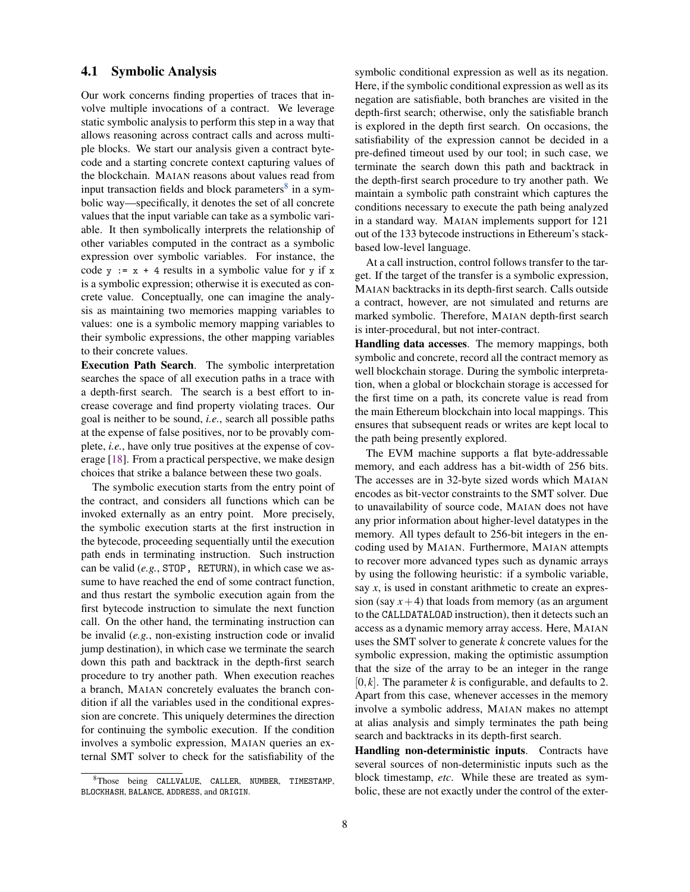### 4.1 Symbolic Analysis

Our work concerns finding properties of traces that involve multiple invocations of a contract. We leverage static symbolic analysis to perform this step in a way that allows reasoning across contract calls and across multiple blocks. We start our analysis given a contract bytecode and a starting concrete context capturing values of the blockchain. MAIAN reasons about values read from input transaction fields and block parameters[8] in a symbolic way—specifically, it denotes the set of all concrete values that the input variable can take as a symbolic variable. It then symbolically interprets the relationship of other variables computed in the contract as a symbolic expression over symbolic variables. For instance, the code `y := x + 4` results in a symbolic value for `y` if `x` is a symbolic expression; otherwise it is executed as concrete value. Conceptually, one can imagine the analysis as maintaining two memories mapping variables to values: one is a symbolic memory mapping variables to their symbolic expressions, the other mapping variables to their concrete values.

**Execution Path Search**. The symbolic interpretation searches the space of all execution paths in a trace with a depth-first search. The search is a best effort to increase coverage and find property violating traces. Our goal is neither to be sound, *i.e.*, search all possible paths at the expense of false positives, nor to be provably complete, *i.e.*, have only true positives at the expense of coverage [18]. From a practical perspective, we make design choices that strike a balance between these two goals.

The symbolic execution starts from the entry point of the contract, and considers all functions which can be invoked externally as an entry point. More precisely, the symbolic execution starts at the first instruction in the bytecode, proceeding sequentially until the execution path ends in terminating instruction. Such instruction can be valid (*e.g.*, `STOP, RETURN`), in which case we assume to have reached the end of some contract function, and thus restart the symbolic execution again from the first bytecode instruction to simulate the next function call. On the other hand, the terminating instruction can be invalid (*e.g.*, non-existing instruction code or invalid jump destination), in which case we terminate the search down this path and backtrack in the depth-first search procedure to try another path. When execution reaches a branch, MAIAN concretely evaluates the branch condition if all the variables used in the conditional expression are concrete. This uniquely determines the direction for continuing the symbolic execution. If the condition involves a symbolic expression, MAIAN queries an external SMT solver to check for the satisfiability of the symbolic conditional expression as well as its negation. Here, if the symbolic conditional expression as well as its negation are satisfiable, both branches are visited in the depth-first search; otherwise, only the satisfiable branch is explored in the depth first search. On occasions, the satisfiability of the expression cannot be decided in a pre-defined timeout used by our tool; in such case, we terminate the search down this path and backtrack in the depth-first search procedure to try another path. We maintain a symbolic path constraint which captures the conditions necessary to execute the path being analyzed in a standard way. MAIAN implements support for 121 out of the 133 bytecode instructions in Ethereum's stack-based low-level language.

At a call instruction, control follows transfer to the target. If the target of the transfer is a symbolic expression, MAIAN backtracks in its depth-first search. Calls outside a contract, however, are not simulated and returns are marked symbolic. Therefore, MAIAN depth-first search is inter-procedural, but not inter-contract.

**Handling data accesses**. The memory mappings, both symbolic and concrete, record all the contract memory as well blockchain storage. During the symbolic interpretation, when a global or blockchain storage is accessed for the first time on a path, its concrete value is read from the main Ethereum blockchain into local mappings. This ensures that subsequent reads or writes are kept local to the path being presently explored.

The EVM machine supports a flat byte-addressable memory, and each address has a bit-width of 256 bits. The accesses are in 32-byte sized words which MAIAN encodes as bit-vector constraints to the SMT solver. Due to unavailability of source code, MAIAN does not have any prior information about higher-level datatypes in the memory. All types default to 256-bit integers in the encoding used by MAIAN. Furthermore, MAIAN attempts to recover more advanced types such as dynamic arrays by using the following heuristic: if a symbolic variable, say $x$, is used in constant arithmetic to create an expression (say $x+4$) that loads from memory (as an argument to the `CALLDATALOAD` instruction), then it detects such an access as a dynamic memory array access. Here, MAIAN uses the SMT solver to generate $k$ concrete values for the symbolic expression, making the optimistic assumption that the size of the array to be an integer in the range $[0,k]$. The parameter $k$ is configurable, and defaults to 2. Apart from this case, whenever accesses in the memory involve a symbolic address, MAIAN makes no attempt at alias analysis and simply terminates the path being search and backtracks in its depth-first search.

**Handling non-deterministic inputs**. Contracts have several sources of non-deterministic inputs such as the block timestamp, *etc.* While these are treated as symbolic, these are not exactly under the control of the exter-

[8] Those being `CALLVALUE`, `CALLER`, `NUMBER`, `TIMESTAMP`, `BLOCKHASH`, `BALANCE`, `ADDRESS`, and `ORIGIN`.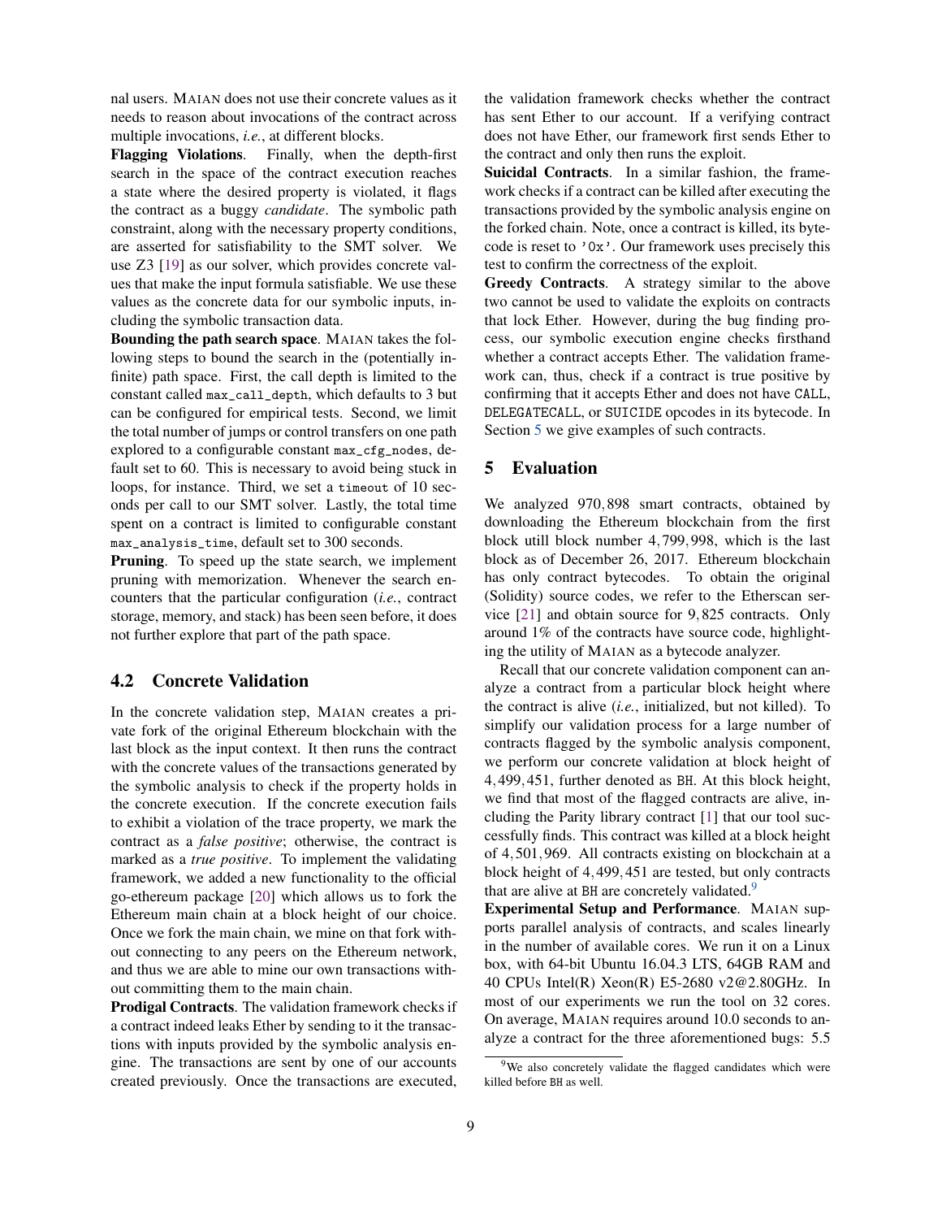nal users. MAIAN does not use their concrete values as it needs to reason about invocations of the contract across multiple invocations, *i.e.*, at different blocks.

**Flagging Violations**. Finally, when the depth-first search in the space of the contract execution reaches a state where the desired property is violated, it flags the contract as a buggy *candidate*. The symbolic path constraint, along with the necessary property conditions, are asserted for satisfiability to the SMT solver. We use Z3 [19] as our solver, which provides concrete values that make the input formula satisfiable. We use these values as the concrete data for our symbolic inputs, including the symbolic transaction data.

**Bounding the path search space**. MAIAN takes the following steps to bound the search in the (potentially infinite) path space. First, the call depth is limited to the constant called `max_call_depth`, which defaults to 3 but can be configured for empirical tests. Second, we limit the total number of jumps or control transfers on one path explored to a configurable constant `max_cfg_nodes`, default set to 60. This is necessary to avoid being stuck in loops, for instance. Third, we set a `timeout` of 10 seconds per call to our SMT solver. Lastly, the total time spent on a contract is limited to configurable constant `max_analysis_time`, default set to 300 seconds.

**Pruning**. To speed up the state search, we implement pruning with memorization. Whenever the search encounters that the particular configuration (*i.e.*, contract storage, memory, and stack) has been seen before, it does not further explore that part of the path space.

## 4.2 Concrete Validation

In the concrete validation step, MAIAN creates a private fork of the original Ethereum blockchain with the last block as the input context. It then runs the contract with the concrete values of the transactions generated by the symbolic analysis to check if the property holds in the concrete execution. If the concrete execution fails to exhibit a violation of the trace property, we mark the contract as a *false positive*; otherwise, the contract is marked as a *true positive*. To implement the validating framework, we added a new functionality to the official go-ethereum package [20] which allows us to fork the Ethereum main chain at a block height of our choice. Once we fork the main chain, we mine on that fork without connecting to any peers on the Ethereum network, and thus we are able to mine our own transactions without committing them to the main chain.

**Prodigal Contracts**. The validation framework checks if a contract indeed leaks Ether by sending to it the transactions with inputs provided by the symbolic analysis engine. The transactions are sent by one of our accounts created previously. Once the transactions are executed, the validation framework checks whether the contract has sent Ether to our account. If a verifying contract does not have Ether, our framework first sends Ether to the contract and only then runs the exploit.

**Suicidal Contracts**. In a similar fashion, the framework checks if a contract can be killed after executing the transactions provided by the symbolic analysis engine on the forked chain. Note, once a contract is killed, its bytecode is reset to `'0x'`. Our framework uses precisely this test to confirm the correctness of the exploit.

**Greedy Contracts**. A strategy similar to the above two cannot be used to validate the exploits on contracts that lock Ether. However, during the bug finding process, our symbolic execution engine checks firsthand whether a contract accepts Ether. The validation framework can, thus, check if a contract is true positive by confirming that it accepts Ether and does not have `CALL`, `DELEGATECALL`, or `SUICIDE` opcodes in its bytecode. In Section 5 we give examples of such contracts.

# 5 Evaluation

We analyzed 970,898 smart contracts, obtained by downloading the Ethereum blockchain from the first block utill block number 4,799,998, which is the last block as of December 26, 2017. Ethereum blockchain has only contract bytecodes. To obtain the original (Solidity) source codes, we refer to the Etherscan service [21] and obtain source for 9,825 contracts. Only around 1% of the contracts have source code, highlighting the utility of MAIAN as a bytecode analyzer.

Recall that our concrete validation component can analyze a contract from a particular block height where the contract is alive (*i.e.*, initialized, but not killed). To simplify our validation process for a large number of contracts flagged by the symbolic analysis component, we perform our concrete validation at block height of 4,499,451, further denoted as `BH`. At this block height, we find that most of the flagged contracts are alive, including the Parity library contract [1] that our tool successfully finds. This contract was killed at a block height of 4,501,969. All contracts existing on blockchain at a block height of 4,499,451 are tested, but only contracts that are alive at `BH` are concretely validated.[9]

**Experimental Setup and Performance**. MAIAN supports parallel analysis of contracts, and scales linearly in the number of available cores. We run it on a Linux box, with 64-bit Ubuntu 16.04.3 LTS, 64GB RAM and 40 CPUs Intel(R) Xeon(R) E5-2680 v2@2.80GHz. In most of our experiments we run the tool on 32 cores. On average, MAIAN requires around 10.0 seconds to analyze a contract for the three aforementioned bugs: 5.5

[9] We also concretely validate the flagged candidates which were killed before `BH` as well.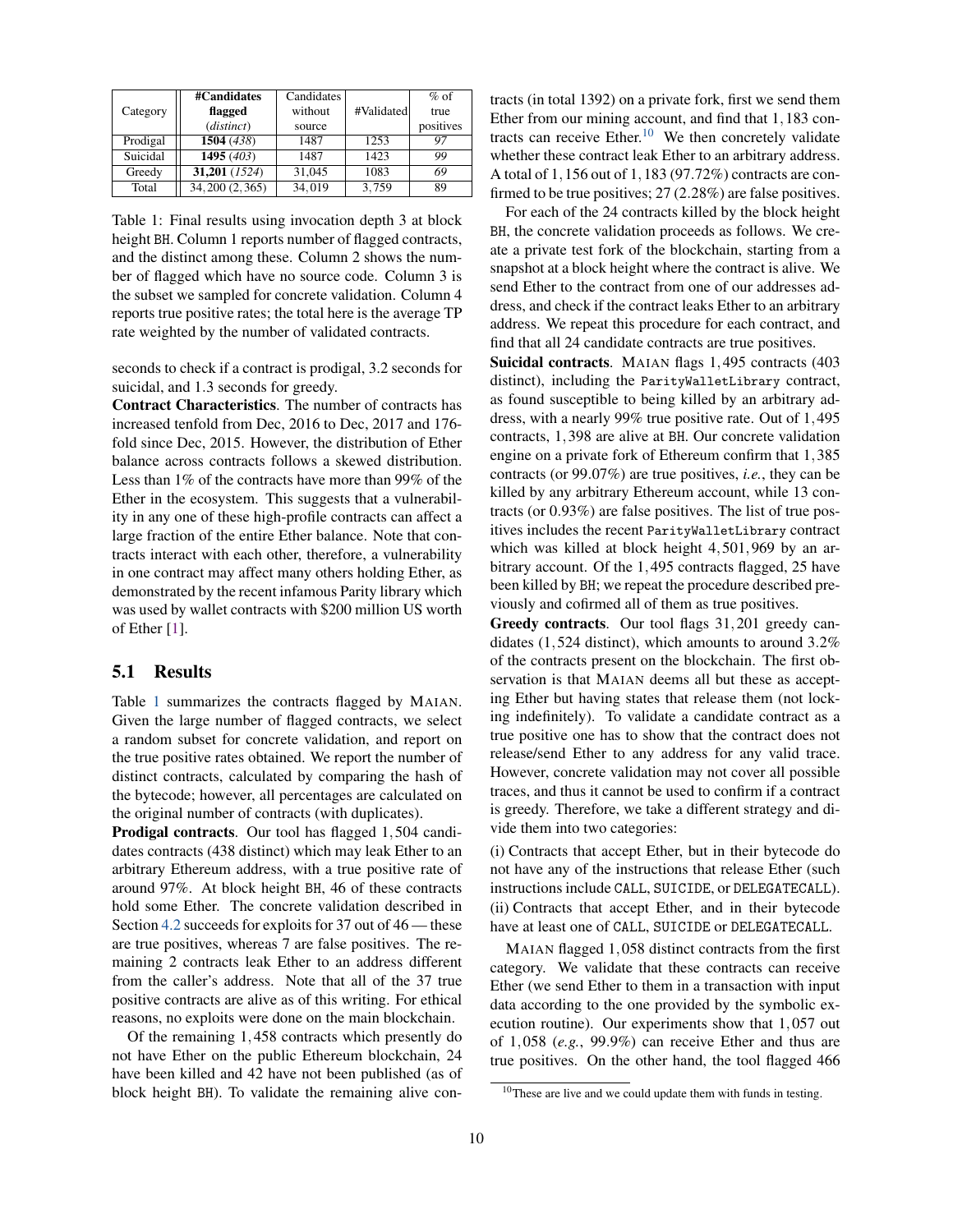| Category | **#Candidates flagged** (*distinct*) | Candidates without source | #Validated | % of true positives |
|---|---|---|---|---|
| Prodigal | **1504** (*438*) | 1487 | 1253 | *97* |
| Suicidal | **1495** (*403*) | 1487 | 1423 | *99* |
| Greedy | **31,201** (*1524*) | 31,045 | 1083 | *69* |
| Total | 34,200 (2,365) | 34,019 | 3,759 | 89 |

Table 1: Final results using invocation depth 3 at block height BH. Column 1 reports number of flagged contracts, and the distinct among these. Column 2 shows the number of flagged which have no source code. Column 3 is the subset we sampled for concrete validation. Column 4 reports true positive rates; the total here is the average TP rate weighted by the number of validated contracts.

seconds to check if a contract is prodigal, 3.2 seconds for suicidal, and 1.3 seconds for greedy.

**Contract Characteristics**. The number of contracts has increased tenfold from Dec, 2016 to Dec, 2017 and 176-fold since Dec, 2015. However, the distribution of Ether balance across contracts follows a skewed distribution. Less than 1% of the contracts have more than 99% of the Ether in the ecosystem. This suggests that a vulnerability in any one of these high-profile contracts can affect a large fraction of the entire Ether balance. Note that contracts interact with each other, therefore, a vulnerability in one contract may affect many others holding Ether, as demonstrated by the recent infamous Parity library which was used by wallet contracts with $200 million US worth of Ether [1].

## 5.1 Results

Table 1 summarizes the contracts flagged by MAIAN. Given the large number of flagged contracts, we select a random subset for concrete validation, and report on the true positive rates obtained. We report the number of distinct contracts, calculated by comparing the hash of the bytecode; however, all percentages are calculated on the original number of contracts (with duplicates).

**Prodigal contracts**. Our tool has flagged 1,504 candidates contracts (438 distinct) which may leak Ether to an arbitrary Ethereum address, with a true positive rate of around 97%. At block height BH, 46 of these contracts hold some Ether. The concrete validation described in Section 4.2 succeeds for exploits for 37 out of 46 — these are true positives, whereas 7 are false positives. The remaining 2 contracts leak Ether to an address different from the caller's address. Note that all of the 37 true positive contracts are alive as of this writing. For ethical reasons, no exploits were done on the main blockchain.

Of the remaining 1,458 contracts which presently do not have Ether on the public Ethereum blockchain, 24 have been killed and 42 have not been published (as of block height BH). To validate the remaining alive contracts (in total 1392) on a private fork, first we send them Ether from our mining account, and find that 1,183 contracts can receive Ether.[10] We then concretely validate whether these contract leak Ether to an arbitrary address. A total of 1,156 out of 1,183 (97.72%) contracts are confirmed to be true positives; 27 (2.28%) are false positives.

For each of the 24 contracts killed by the block height BH, the concrete validation proceeds as follows. We create a private test fork of the blockchain, starting from a snapshot at a block height where the contract is alive. We send Ether to the contract from one of our addresses address, and check if the contract leaks Ether to an arbitrary address. We repeat this procedure for each contract, and find that all 24 candidate contracts are true positives.

**Suicidal contracts**. MAIAN flags 1,495 contracts (403 distinct), including the `ParityWalletLibrary` contract, as found susceptible to being killed by an arbitrary address, with a nearly 99% true positive rate. Out of 1,495 contracts, 1,398 are alive at BH. Our concrete validation engine on a private fork of Ethereum confirm that 1,385 contracts (or 99.07%) are true positives, *i.e.*, they can be killed by any arbitrary Ethereum account, while 13 contracts (or 0.93%) are false positives. The list of true positives includes the recent `ParityWalletLibrary` contract which was killed at block height 4,501,969 by an arbitrary account. Of the 1,495 contracts flagged, 25 have been killed by BH; we repeat the procedure described previously and cofirmed all of them as true positives.

**Greedy contracts**. Our tool flags 31,201 greedy candidates (1,524 distinct), which amounts to around 3.2% of the contracts present on the blockchain. The first observation is that MAIAN deems all but these as accepting Ether but having states that release them (not locking indefinitely). To validate a candidate contract as a true positive one has to show that the contract does not release/send Ether to any address for any valid trace. However, concrete validation may not cover all possible traces, and thus it cannot be used to confirm if a contract is greedy. Therefore, we take a different strategy and divide them into two categories:

(i) Contracts that accept Ether, but in their bytecode do not have any of the instructions that release Ether (such instructions include CALL, SUICIDE, or DELEGATECALL).
(ii) Contracts that accept Ether, and in their bytecode have at least one of CALL, SUICIDE or DELEGATECALL.

MAIAN flagged 1,058 distinct contracts from the first category. We validate that these contracts can receive Ether (we send Ether to them in a transaction with input data according to the one provided by the symbolic execution routine). Our experiments show that 1,057 out of 1,058 (*e.g.*, 99.9%) can receive Ether and thus are true positives. On the other hand, the tool flagged 466

[10] These are live and we could update them with funds in testing.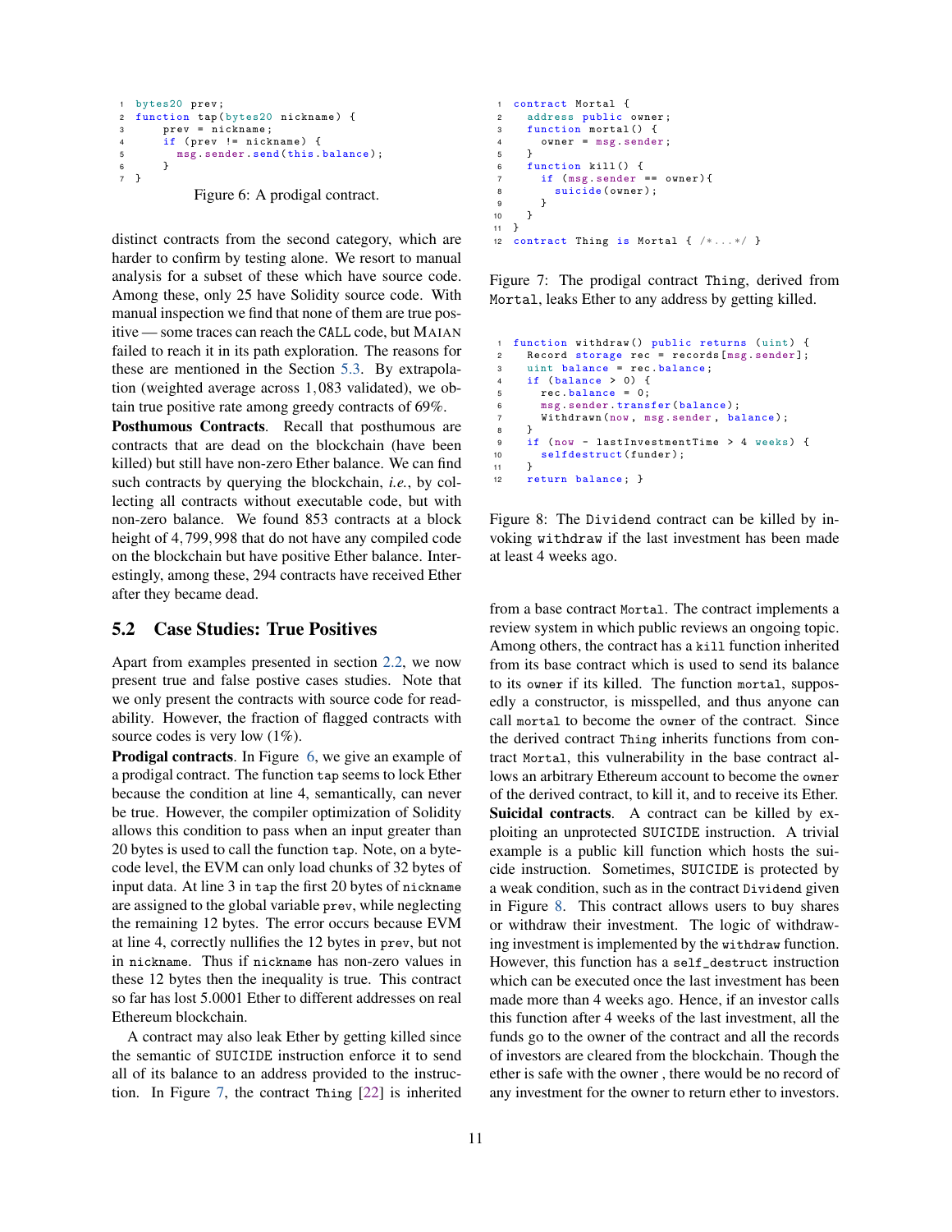```
bytes20 prev;
function tap(bytes20 nickname) {
    prev = nickname;
    if (prev != nickname) {
      msg.sender.send(this.balance);
    }
}
```

Figure 6: A prodigal contract.

distinct contracts from the second category, which are harder to confirm by testing alone. We resort to manual analysis for a subset of these which have source code. Among these, only 25 have Solidity source code. With manual inspection we find that none of them are true positive — some traces can reach the CALL code, but MAIAN failed to reach it in its path exploration. The reasons for these are mentioned in the Section 5.3. By extrapolation (weighted average across 1,083 validated), we obtain true positive rate among greedy contracts of 69%.

**Posthumous Contracts**. Recall that posthumous are contracts that are dead on the blockchain (have been killed) but still have non-zero Ether balance. We can find such contracts by querying the blockchain, *i.e.*, by collecting all contracts without executable code, but with non-zero balance. We found 853 contracts at a block height of 4,799,998 that do not have any compiled code on the blockchain but have positive Ether balance. Interestingly, among these, 294 contracts have received Ether after they became dead.

## 5.2 Case Studies: True Positives

Apart from examples presented in section 2.2, we now present true and false postive cases studies. Note that we only present the contracts with source code for readability. However, the fraction of flagged contracts with source codes is very low (1%).

**Prodigal contracts**. In Figure 6, we give an example of a prodigal contract. The function tap seems to lock Ether because the condition at line 4, semantically, can never be true. However, the compiler optimization of Solidity allows this condition to pass when an input greater than 20 bytes is used to call the function tap. Note, on a byte-code level, the EVM can only load chunks of 32 bytes of input data. At line 3 in tap the first 20 bytes of nickname are assigned to the global variable prev, while neglecting the remaining 12 bytes. The error occurs because EVM at line 4, correctly nullifies the 12 bytes in prev, but not in nickname. Thus if nickname has non-zero values in these 12 bytes then the inequality is true. This contract so far has lost 5.0001 Ether to different addresses on real Ethereum blockchain.

A contract may also leak Ether by getting killed since the semantic of SUICIDE instruction enforce it to send all of its balance to an address provided to the instruction. In Figure 7, the contract Thing [22] is inherited

```
contract Mortal {
  address public owner;
  function mortal() {
    owner = msg.sender;
  }
  function kill() {
    if (msg.sender == owner){
      suicide(owner);
    }
  }
}
contract Thing is Mortal { /*...*/ }
```

Figure 7: The prodigal contract Thing, derived from Mortal, leaks Ether to any address by getting killed.

```
function withdraw() public returns (uint) {
  Record storage rec = records[msg.sender];
  uint balance = rec.balance;
  if (balance > 0) {
    rec.balance = 0;
    msg.sender.transfer(balance);
    Withdrawn(now, msg.sender, balance);
  }
  if (now - lastInvestmentTime > 4 weeks) {
    selfdestruct(funder);
  }
  return balance; }
```

Figure 8: The Dividend contract can be killed by invoking withdraw if the last investment has been made at least 4 weeks ago.

from a base contract Mortal. The contract implements a review system in which public reviews an ongoing topic. Among others, the contract has a kill function inherited from its base contract which is used to send its balance to its owner if its killed. The function mortal, supposedly a constructor, is misspelled, and thus anyone can call mortal to become the owner of the contract. Since the derived contract Thing inherits functions from contract Mortal, this vulnerability in the base contract allows an arbitrary Ethereum account to become the owner of the derived contract, to kill it, and to receive its Ether.

**Suicidal contracts**. A contract can be killed by exploiting an unprotected SUICIDE instruction. A trivial example is a public kill function which hosts the suicide instruction. Sometimes, SUICIDE is protected by a weak condition, such as in the contract Dividend given in Figure 8. This contract allows users to buy shares or withdraw their investment. The logic of withdrawing investment is implemented by the withdraw function. However, this function has a self_destruct instruction which can be executed once the last investment has been made more than 4 weeks ago. Hence, if an investor calls this function after 4 weeks of the last investment, all the funds go to the owner of the contract and all the records of investors are cleared from the blockchain. Though the ether is safe with the owner , there would be no record of any investment for the owner to return ether to investors.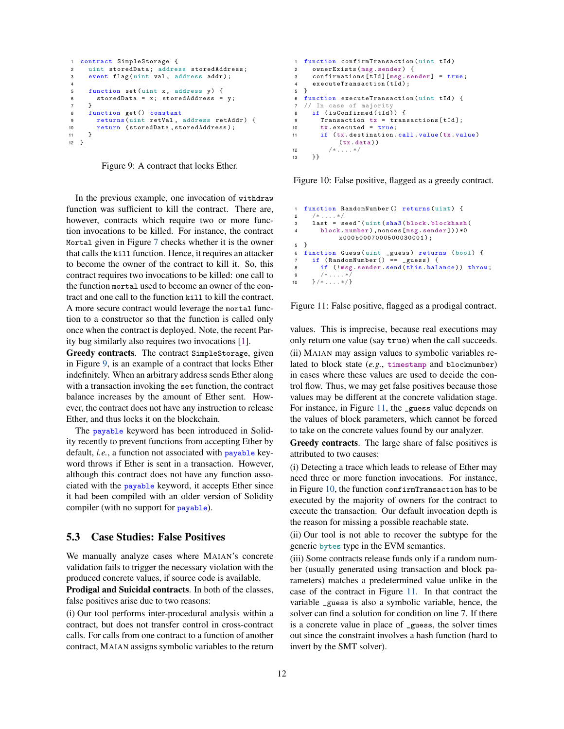```
contract SimpleStorage {
  uint storedData; address storedAddress;
  event flag(uint val, address addr);

  function set(uint x, address y) {
    storedData = x; storedAddress = y;
  }
  function get() constant
    returns(uint retVal, address retAddr) {
    return (storedData,storedAddress);
  }
}
```

Figure 9: A contract that locks Ether.

In the previous example, one invocation of `withdraw` function was sufficient to kill the contract. There are, however, contracts which require two or more function invocations to be killed. For instance, the contract `Mortal` given in Figure 7 checks whether it is the owner that calls the `kill` function. Hence, it requires an attacker to become the owner of the contract to kill it. So, this contract requires two invocations to be killed: one call to the function `mortal` used to become an owner of the contract and one call to the function `kill` to kill the contract. A more secure contract would leverage the `mortal` function to a constructor so that the function is called only once when the contract is deployed. Note, the recent Parity bug similarly also requires two invocations [1].

**Greedy contracts**. The contract `SimpleStorage`, given in Figure 9, is an example of a contract that locks Ether indefinitely. When an arbitrary address sends Ether along with a transaction invoking the `set` function, the contract balance increases by the amount of Ether sent. However, the contract does not have any instruction to release Ether, and thus locks it on the blockchain.

The `payable` keyword has been introduced in Solidity recently to prevent functions from accepting Ether by default, *i.e.*, a function not associated with `payable` keyword throws if Ether is sent in a transaction. However, although this contract does not have any function associated with the `payable` keyword, it accepts Ether since it had been compiled with an older version of Solidity compiler (with no support for `payable`).

## 5.3 Case Studies: False Positives

We manually analyze cases where MAIAN's concrete validation fails to trigger the necessary violation with the produced concrete values, if source code is available.

**Prodigal and Suicidal contracts**. In both of the classes, false positives arise due to two reasons:

(i) Our tool performs inter-procedural analysis within a contract, but does not transfer control in cross-contract calls. For calls from one contract to a function of another contract, MAIAN assigns symbolic variables to the return values. This is imprecise, because real executions may only return one value (say `true`) when the call succeeds.

(ii) MAIAN may assign values to symbolic variables related to block state (*e.g.*, `timestamp` and `blocknumber`) in cases where these values are used to decide the control flow. Thus, we may get false positives because those values may be different at the concrete validation stage. For instance, in Figure 11, the `_guess` value depends on the values of block parameters, which cannot be forced to take on the concrete values found by our analyzer.

**Greedy contracts**. The large share of false positives is attributed to two causes:

(i) Detecting a trace which leads to release of Ether may need three or more function invocations. For instance, in Figure 10, the function `confirmTransaction` has to be executed by the majority of owners for the contract to execute the transaction. Our default invocation depth is the reason for missing a possible reachable state.

(ii) Our tool is not able to recover the subtype for the generic `bytes` type in the EVM semantics.

(iii) Some contracts release funds only if a random number (usually generated using transaction and block parameters) matches a predetermined value unlike in the case of the contract in Figure 11. In that contract the variable `_guess` is also a symbolic variable, hence, the solver can find a solution for condition on line 7. If there is a concrete value in place of `_guess`, the solver times out since the constraint involves a hash function (hard to invert by the SMT solver).

```
function confirmTransaction(uint tId)
  ownerExists(msg.sender) {
  confirmations[tId][msg.sender] = true;
  executeTransaction(tId);
}
function executeTransaction(uint tId) {
// In case of majority
  if (isConfirmed(tId)) {
    Transaction tx = transactions[tId];
    tx.executed = true;
    if (tx.destination.call.value(tx.value)
          (tx.data))
      /*....*/
  }}
```

Figure 10: False positive, flagged as a greedy contract.

```
function RandomNumber() returns(uint) {
  /*....*/
  last = seed^(uint(sha3(block.blockhash(
    block.number),nonces[msg.sender]))*0
        x000b0007000500030001);
}
function Guess(uint _guess) returns (bool) {
  if (RandomNumber() == _guess) {
    if (!msg.sender.send(this.balance)) throw;
    /*....*/
  }/*....*/}
```

Figure 11: False positive, flagged as a prodigal contract.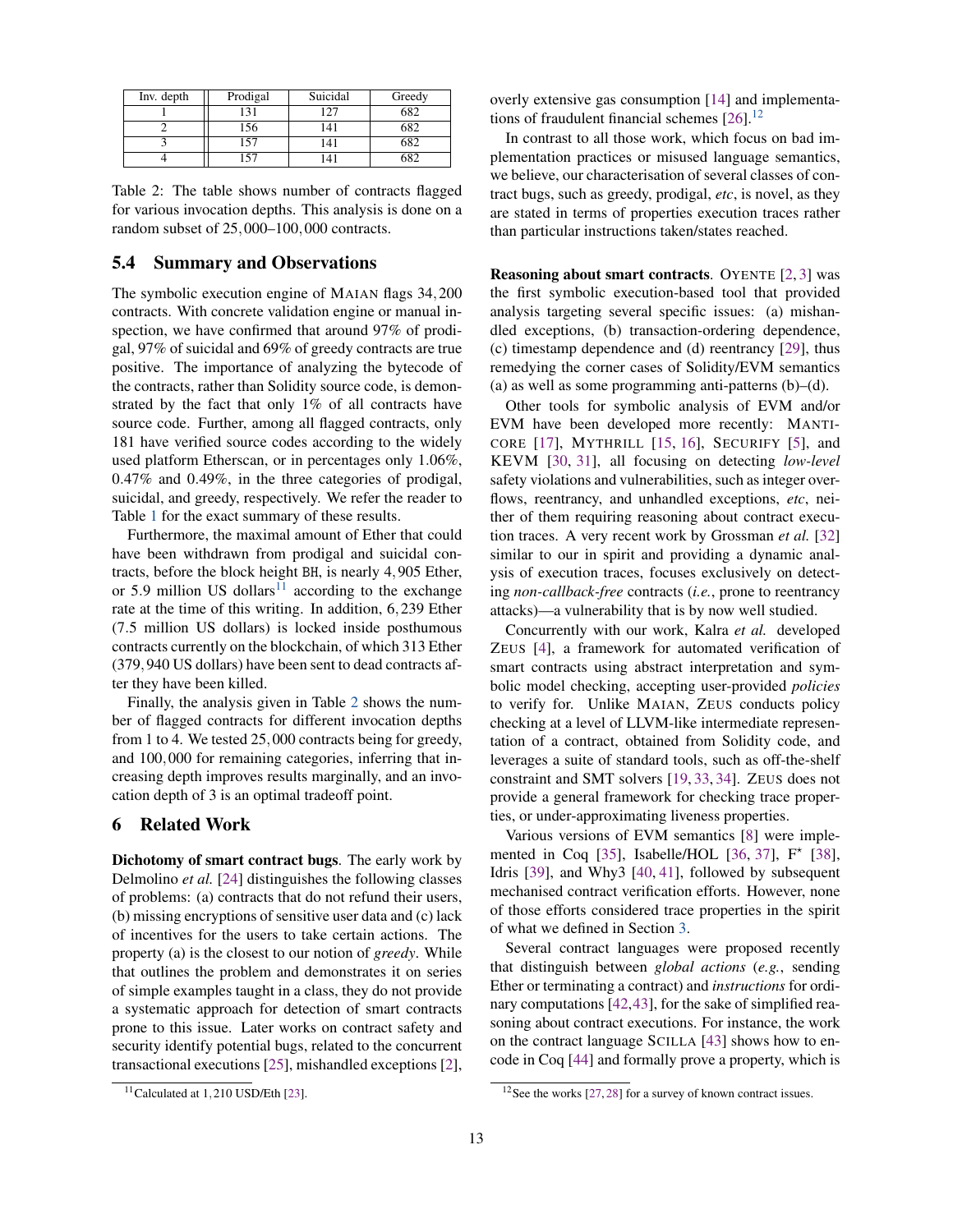| Inv. depth | Prodigal | Suicidal | Greedy |
|---|---|---|---|
| 1 | 131 | 127 | 682 |
| 2 | 156 | 141 | 682 |
| 3 | 157 | 141 | 682 |
| 4 | 157 | 141 | 682 |

Table 2: The table shows number of contracts flagged for various invocation depths. This analysis is done on a random subset of 25,000–100,000 contracts.

## 5.4 Summary and Observations

The symbolic execution engine of MAIAN flags 34,200 contracts. With concrete validation engine or manual inspection, we have confirmed that around 97% of prodigal, 97% of suicidal and 69% of greedy contracts are true positive. The importance of analyzing the bytecode of the contracts, rather than Solidity source code, is demonstrated by the fact that only 1% of all contracts have source code. Further, among all flagged contracts, only 181 have verified source codes according to the widely used platform Etherscan, or in percentages only 1.06%, 0.47% and 0.49%, in the three categories of prodigal, suicidal, and greedy, respectively. We refer the reader to Table 1 for the exact summary of these results.

Furthermore, the maximal amount of Ether that could have been withdrawn from prodigal and suicidal contracts, before the block height BH, is nearly 4,905 Ether, or 5.9 million US dollars[11] according to the exchange rate at the time of this writing. In addition, 6,239 Ether (7.5 million US dollars) is locked inside posthumous contracts currently on the blockchain, of which 313 Ether (379,940 US dollars) have been sent to dead contracts after they have been killed.

Finally, the analysis given in Table 2 shows the number of flagged contracts for different invocation depths from 1 to 4. We tested 25,000 contracts being for greedy, and 100,000 for remaining categories, inferring that increasing depth improves results marginally, and an invocation depth of 3 is an optimal tradeoff point.

# 6 Related Work

**Dichotomy of smart contract bugs**. The early work by Delmolino *et al.* [24] distinguishes the following classes of problems: (a) contracts that do not refund their users, (b) missing encryptions of sensitive user data and (c) lack of incentives for the users to take certain actions. The property (a) is the closest to our notion of *greedy*. While that outlines the problem and demonstrates it on series of simple examples taught in a class, they do not provide a systematic approach for detection of smart contracts prone to this issue. Later works on contract safety and security identify potential bugs, related to the concurrent transactional executions [25], mishandled exceptions [2], overly extensive gas consumption [14] and implementations of fraudulent financial schemes [26].[12]

In contrast to all those work, which focus on bad implementation practices or misused language semantics, we believe, our characterisation of several classes of contract bugs, such as greedy, prodigal, *etc*, is novel, as they are stated in terms of properties execution traces rather than particular instructions taken/states reached.

**Reasoning about smart contracts**. OYENTE [2, 3] was the first symbolic execution-based tool that provided analysis targeting several specific issues: (a) mishandled exceptions, (b) transaction-ordering dependence, (c) timestamp dependence and (d) reentrancy [29], thus remedying the corner cases of Solidity/EVM semantics (a) as well as some programming anti-patterns (b)–(d).

Other tools for symbolic analysis of EVM and/or EVM have been developed more recently: MANTICORE [17], MYTHRILL [15, 16], SECURIFY [5], and KEVM [30, 31], all focusing on detecting *low-level* safety violations and vulnerabilities, such as integer overflows, reentrancy, and unhandled exceptions, *etc*, neither of them requiring reasoning about contract execution traces. A very recent work by Grossman *et al.* [32] similar to our in spirit and providing a dynamic analysis of execution traces, focuses exclusively on detecting *non-callback-free* contracts (*i.e.*, prone to reentrancy attacks)—a vulnerability that is by now well studied.

Concurrently with our work, Kalra *et al.* developed ZEUS [4], a framework for automated verification of smart contracts using abstract interpretation and symbolic model checking, accepting user-provided *policies* to verify for. Unlike MAIAN, ZEUS conducts policy checking at a level of LLVM-like intermediate representation of a contract, obtained from Solidity code, and leverages a suite of standard tools, such as off-the-shelf constraint and SMT solvers [19, 33, 34]. ZEUS does not provide a general framework for checking trace properties, or under-approximating liveness properties.

Various versions of EVM semantics [8] were implemented in Coq [35], Isabelle/HOL [36, 37], F* [38], Idris [39], and Why3 [40, 41], followed by subsequent mechanised contract verification efforts. However, none of those efforts considered trace properties in the spirit of what we defined in Section 3.

Several contract languages were proposed recently that distinguish between *global actions* (*e.g.*, sending Ether or terminating a contract) and *instructions* for ordinary computations [42,43], for the sake of simplified reasoning about contract executions. For instance, the work on the contract language SCILLA [43] shows how to encode in Coq [44] and formally prove a property, which is

[11] Calculated at 1,210 USD/Eth [23].

[12] See the works [27, 28] for a survey of known contract issues.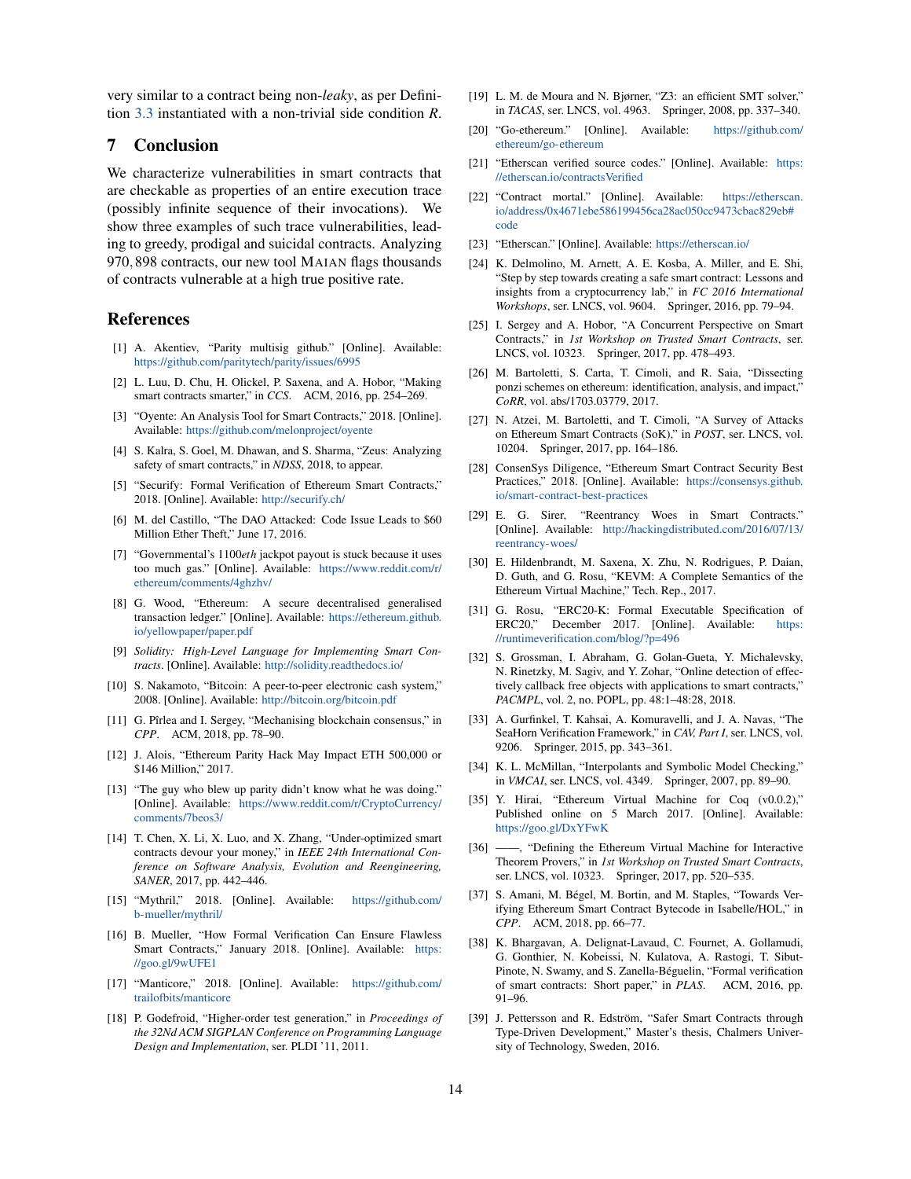very similar to a contract being non-*leaky*, as per Definition 3.3 instantiated with a non-trivial side condition *R*.

## 7 Conclusion

We characterize vulnerabilities in smart contracts that are checkable as properties of an entire execution trace (possibly infinite sequence of their invocations). We show three examples of such trace vulnerabilities, leading to greedy, prodigal and suicidal contracts. Analyzing 970,898 contracts, our new tool MAIAN flags thousands of contracts vulnerable at a high true positive rate.

## References

[1] A. Akentiev, "Parity multisig github." [Online]. Available: https://github.com/paritytech/parity/issues/6995

[2] L. Luu, D. Chu, H. Olickel, P. Saxena, and A. Hobor, "Making smart contracts smarter," in *CCS*. ACM, 2016, pp. 254–269.

[3] "Oyente: An Analysis Tool for Smart Contracts," 2018. [Online]. Available: https://github.com/melonproject/oyente

[4] S. Kalra, S. Goel, M. Dhawan, and S. Sharma, "Zeus: Analyzing safety of smart contracts," in *NDSS*, 2018, to appear.

[5] "Securify: Formal Verification of Ethereum Smart Contracts," 2018. [Online]. Available: http://securify.ch/

[6] M. del Castillo, "The DAO Attacked: Code Issue Leads to $60 Million Ether Theft," June 17, 2016.

[7] "Governmental's 1100*eth* jackpot payout is stuck because it uses too much gas." [Online]. Available: https://www.reddit.com/r/ethereum/comments/4ghzhv/

[8] G. Wood, "Ethereum: A secure decentralised generalised transaction ledger." [Online]. Available: https://ethereum.github.io/yellowpaper/paper.pdf

[9] *Solidity: High-Level Language for Implementing Smart Contracts*. [Online]. Available: http://solidity.readthedocs.io/

[10] S. Nakamoto, "Bitcoin: A peer-to-peer electronic cash system," 2008. [Online]. Available: http://bitcoin.org/bitcoin.pdf

[11] G. Pîrlea and I. Sergey, "Mechanising blockchain consensus," in *CPP*. ACM, 2018, pp. 78–90.

[12] J. Alois, "Ethereum Parity Hack May Impact ETH 500,000 or $146 Million," 2017.

[13] "The guy who blew up parity didn't know what he was doing." [Online]. Available: https://www.reddit.com/r/CryptoCurrency/comments/7beos3/

[14] T. Chen, X. Li, X. Luo, and X. Zhang, "Under-optimized smart contracts devour your money," in *IEEE 24th International Conference on Software Analysis, Evolution and Reengineering, SANER*, 2017, pp. 442–446.

[15] "Mythril," 2018. [Online]. Available: https://github.com/b-mueller/mythril/

[16] B. Mueller, "How Formal Verification Can Ensure Flawless Smart Contracts," January 2018. [Online]. Available: https://goo.gl/9wUFE1

[17] "Manticore," 2018. [Online]. Available: https://github.com/trailofbits/manticore

[18] P. Godefroid, "Higher-order test generation," in *Proceedings of the 32Nd ACM SIGPLAN Conference on Programming Language Design and Implementation*, ser. PLDI '11, 2011.

[19] L. M. de Moura and N. Bjørner, "Z3: an efficient SMT solver," in *TACAS*, ser. LNCS, vol. 4963. Springer, 2008, pp. 337–340.

[20] "Go-ethereum." [Online]. Available: https://github.com/ethereum/go-ethereum

[21] "Etherscan verified source codes." [Online]. Available: https://etherscan.io/contractsVerified

[22] "Contract mortal." [Online]. Available: https://etherscan.io/address/0x4671ebe586199456ca28ac050cc9473cbac829eb#code

[23] "Etherscan." [Online]. Available: https://etherscan.io/

[24] K. Delmolino, M. Arnett, A. E. Kosba, A. Miller, and E. Shi, "Step by step towards creating a safe smart contract: Lessons and insights from a cryptocurrency lab," in *FC 2016 International Workshops*, ser. LNCS, vol. 9604. Springer, 2016, pp. 79–94.

[25] I. Sergey and A. Hobor, "A Concurrent Perspective on Smart Contracts," in *1st Workshop on Trusted Smart Contracts*, ser. LNCS, vol. 10323. Springer, 2017, pp. 478–493.

[26] M. Bartoletti, S. Carta, T. Cimoli, and R. Saia, "Dissecting ponzi schemes on ethereum: identification, analysis, and impact," *CoRR*, vol. abs/1703.03779, 2017.

[27] N. Atzei, M. Bartoletti, and T. Cimoli, "A Survey of Attacks on Ethereum Smart Contracts (SoK)," in *POST*, ser. LNCS, vol. 10204. Springer, 2017, pp. 164–186.

[28] ConsenSys Diligence, "Ethereum Smart Contract Security Best Practices," 2018. [Online]. Available: https://consensys.github.io/smart-contract-best-practices

[29] E. G. Sirer, "Reentrancy Woes in Smart Contracts." [Online]. Available: http://hackingdistributed.com/2016/07/13/reentrancy-woes/

[30] E. Hildenbrandt, M. Saxena, X. Zhu, N. Rodrigues, P. Daian, D. Guth, and G. Rosu, "KEVM: A Complete Semantics of the Ethereum Virtual Machine," Tech. Rep., 2017.

[31] G. Rosu, "ERC20-K: Formal Executable Specification of ERC20," December 2017. [Online]. Available: https://runtimeverification.com/blog/?p=496

[32] S. Grossman, I. Abraham, G. Golan-Gueta, Y. Michalevsky, N. Rinetzky, M. Sagiv, and Y. Zohar, "Online detection of effectively callback free objects with applications to smart contracts," *PACMPL*, vol. 2, no. POPL, pp. 48:1–48:28, 2018.

[33] A. Gurfinkel, T. Kahsai, A. Komuravelli, and J. A. Navas, "The SeaHorn Verification Framework," in *CAV, Part I*, ser. LNCS, vol. 9206. Springer, 2015, pp. 343–361.

[34] K. L. McMillan, "Interpolants and Symbolic Model Checking," in *VMCAI*, ser. LNCS, vol. 4349. Springer, 2007, pp. 89–90.

[35] Y. Hirai, "Ethereum Virtual Machine for Coq (v0.0.2)," Published online on 5 March 2017. [Online]. Available: https://goo.gl/DxYFwK

[36] ——, "Defining the Ethereum Virtual Machine for Interactive Theorem Provers," in *1st Workshop on Trusted Smart Contracts*, ser. LNCS, vol. 10323. Springer, 2017, pp. 520–535.

[37] S. Amani, M. Bégel, M. Bortin, and M. Staples, "Towards Verifying Ethereum Smart Contract Bytecode in Isabelle/HOL," in *CPP*. ACM, 2018, pp. 66–77.

[38] K. Bhargavan, A. Delignat-Lavaud, C. Fournet, A. Gollamudi, G. Gonthier, N. Kobeissi, N. Kulatova, A. Rastogi, T. Sibut-Pinote, N. Swamy, and S. Zanella-Béguelin, "Formal verification of smart contracts: Short paper," in *PLAS*. ACM, 2016, pp. 91–96.

[39] J. Pettersson and R. Edström, "Safer Smart Contracts through Type-Driven Development," Master's thesis, Chalmers University of Technology, Sweden, 2016.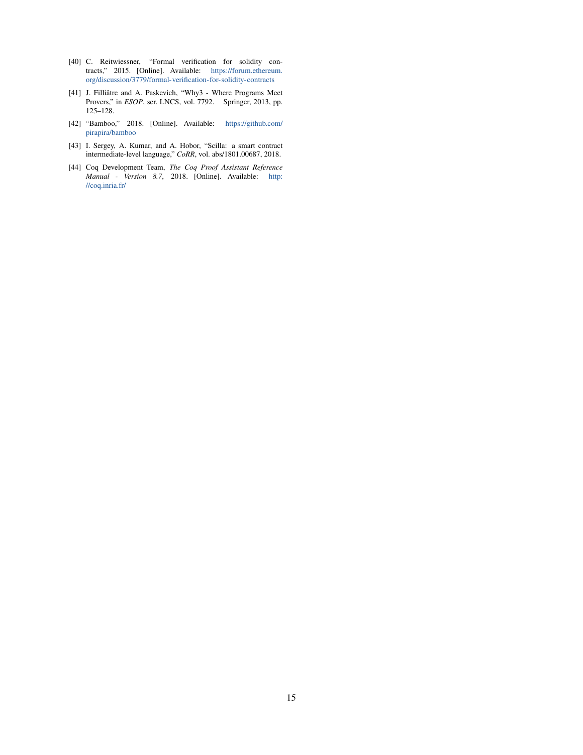[40] C. Reitwiessner, "Formal verification for solidity contracts," 2015. [Online]. Available: https://forum.ethereum.org/discussion/3779/formal-verification-for-solidity-contracts

[41] J. Filliâtre and A. Paskevich, "Why3 - Where Programs Meet Provers," in *ESOP*, ser. LNCS, vol. 7792. Springer, 2013, pp. 125–128.

[42] "Bamboo," 2018. [Online]. Available: https://github.com/pirapira/bamboo

[43] I. Sergey, A. Kumar, and A. Hobor, "Scilla: a smart contract intermediate-level language," *CoRR*, vol. abs/1801.00687, 2018.

[44] Coq Development Team, *The Coq Proof Assistant Reference Manual - Version 8.7*, 2018. [Online]. Available: http://coq.inria.fr/